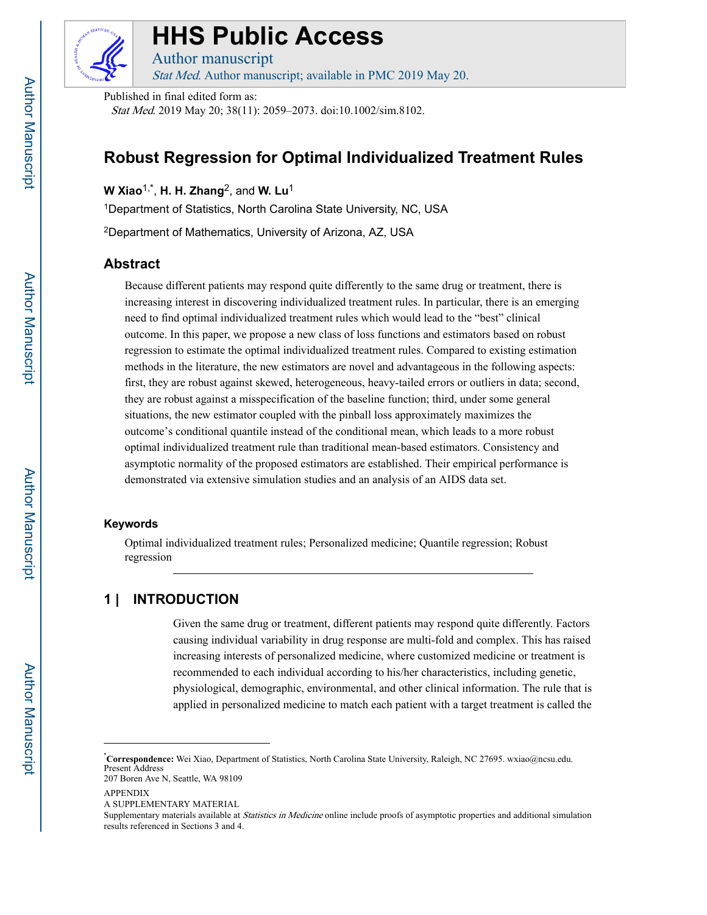# HHS Public Access

Author manuscript

*Stat Med*. Author manuscript; available in PMC 2019 May 20.

Published in final edited form as:

*Stat Med*. 2019 May 20; 38(11): 2059–2073. doi:10.1002/sim.8102.

## Robust Regression for Optimal Individualized Treatment Rules

**W Xiao**[1,*], **H. H. Zhang**[2], and **W. Lu**[1]

[1]Department of Statistics, North Carolina State University, NC, USA

[2]Department of Mathematics, University of Arizona, AZ, USA

### Abstract

Because different patients may respond quite differently to the same drug or treatment, there is increasing interest in discovering individualized treatment rules. In particular, there is an emerging need to find optimal individualized treatment rules which would lead to the "best" clinical outcome. In this paper, we propose a new class of loss functions and estimators based on robust regression to estimate the optimal individualized treatment rules. Compared to existing estimation methods in the literature, the new estimators are novel and advantageous in the following aspects: first, they are robust against skewed, heterogeneous, heavy-tailed errors or outliers in data; second, they are robust against a misspecification of the baseline function; third, under some general situations, the new estimator coupled with the pinball loss approximately maximizes the outcome's conditional quantile instead of the conditional mean, which leads to a more robust optimal individualized treatment rule than traditional mean-based estimators. Consistency and asymptotic normality of the proposed estimators are established. Their empirical performance is demonstrated via extensive simulation studies and an analysis of an AIDS data set.

#### Keywords

Optimal individualized treatment rules; Personalized medicine; Quantile regression; Robust regression

## 1 | INTRODUCTION

Given the same drug or treatment, different patients may respond quite differently. Factors causing individual variability in drug response are multi-fold and complex. This has raised increasing interests of personalized medicine, where customized medicine or treatment is recommended to each individual according to his/her characteristics, including genetic, physiological, demographic, environmental, and other clinical information. The rule that is applied in personalized medicine to match each patient with a target treatment is called the

---

*__Correspondence:__ Wei Xiao, Department of Statistics, North Carolina State University, Raleigh, NC 27695. wxiao@ncsu.edu.
Present Address
207 Boren Ave N, Seattle, WA 98109

APPENDIX
A SUPPLEMENTARY MATERIAL
Supplementary materials available at *Statistics in Medicine* online include proofs of asymptotic properties and additional simulation results referenced in Sections 3 and 4.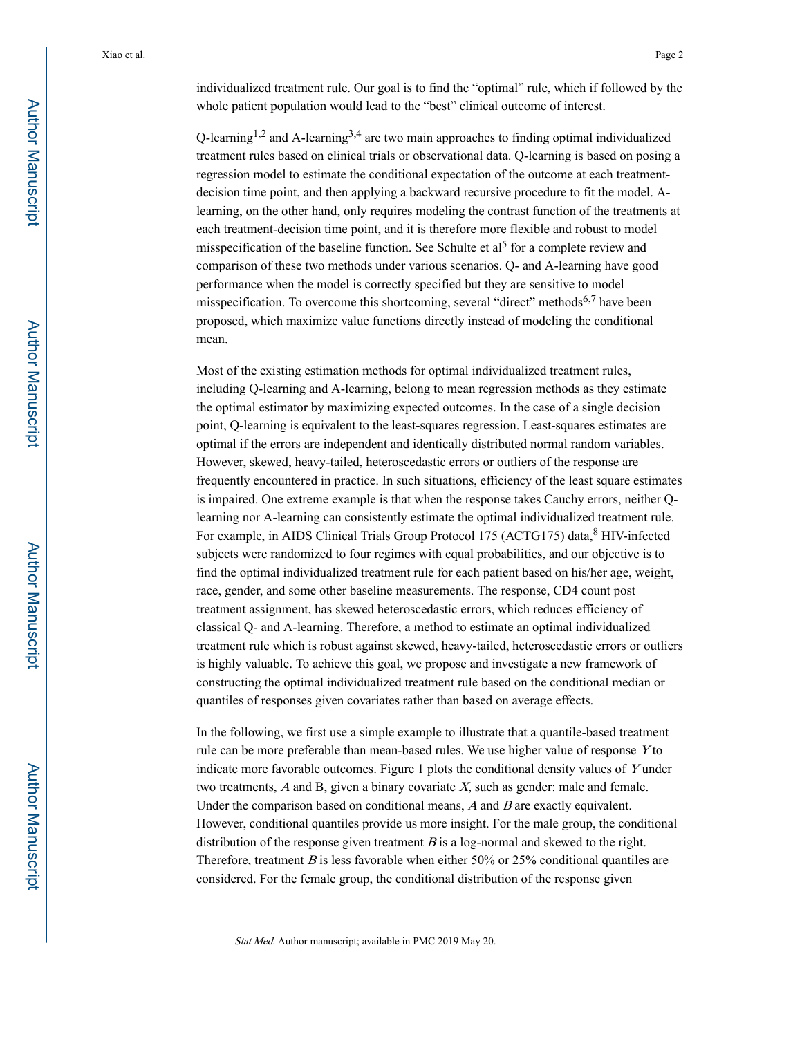individualized treatment rule. Our goal is to find the "optimal" rule, which if followed by the whole patient population would lead to the "best" clinical outcome of interest.

Q-learning[1,2] and A-learning[3,4] are two main approaches to finding optimal individualized treatment rules based on clinical trials or observational data. Q-learning is based on posing a regression model to estimate the conditional expectation of the outcome at each treatment-decision time point, and then applying a backward recursive procedure to fit the model. A-learning, on the other hand, only requires modeling the contrast function of the treatments at each treatment-decision time point, and it is therefore more flexible and robust to model misspecification of the baseline function. See Schulte et al[5] for a complete review and comparison of these two methods under various scenarios. Q- and A-learning have good performance when the model is correctly specified but they are sensitive to model misspecification. To overcome this shortcoming, several "direct" methods[6,7] have been proposed, which maximize value functions directly instead of modeling the conditional mean.

Most of the existing estimation methods for optimal individualized treatment rules, including Q-learning and A-learning, belong to mean regression methods as they estimate the optimal estimator by maximizing expected outcomes. In the case of a single decision point, Q-learning is equivalent to the least-squares regression. Least-squares estimates are optimal if the errors are independent and identically distributed normal random variables. However, skewed, heavy-tailed, heteroscedastic errors or outliers of the response are frequently encountered in practice. In such situations, efficiency of the least square estimates is impaired. One extreme example is that when the response takes Cauchy errors, neither Q-learning nor A-learning can consistently estimate the optimal individualized treatment rule. For example, in AIDS Clinical Trials Group Protocol 175 (ACTG175) data,[8] HIV-infected subjects were randomized to four regimes with equal probabilities, and our objective is to find the optimal individualized treatment rule for each patient based on his/her age, weight, race, gender, and some other baseline measurements. The response, CD4 count post treatment assignment, has skewed heteroscedastic errors, which reduces efficiency of classical Q- and A-learning. Therefore, a method to estimate an optimal individualized treatment rule which is robust against skewed, heavy-tailed, heteroscedastic errors or outliers is highly valuable. To achieve this goal, we propose and investigate a new framework of constructing the optimal individualized treatment rule based on the conditional median or quantiles of responses given covariates rather than based on average effects.

In the following, we first use a simple example to illustrate that a quantile-based treatment rule can be more preferable than mean-based rules. We use higher value of response $Y$ to indicate more favorable outcomes. Figure 1 plots the conditional density values of $Y$ under two treatments, $A$ and B, given a binary covariate $X$, such as gender: male and female. Under the comparison based on conditional means, $A$ and $B$ are exactly equivalent. However, conditional quantiles provide us more insight. For the male group, the conditional distribution of the response given treatment $B$ is a log-normal and skewed to the right. Therefore, treatment $B$ is less favorable when either 50% or 25% conditional quantiles are considered. For the female group, the conditional distribution of the response given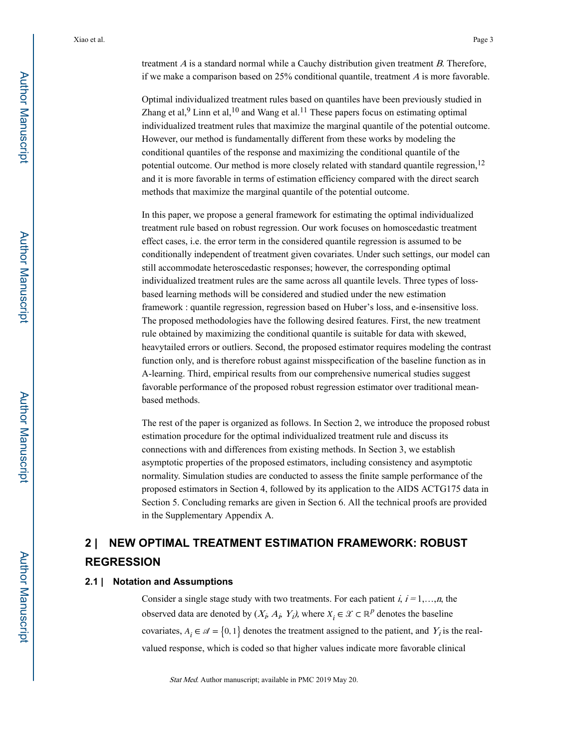treatment $A$ is a standard normal while a Cauchy distribution given treatment $B$. Therefore, if we make a comparison based on 25% conditional quantile, treatment $A$ is more favorable.

Optimal individualized treatment rules based on quantiles have been previously studied in Zhang et al,[9] Linn et al,[10] and Wang et al.[11] These papers focus on estimating optimal individualized treatment rules that maximize the marginal quantile of the potential outcome. However, our method is fundamentally different from these works by modeling the conditional quantiles of the response and maximizing the conditional quantile of the potential outcome. Our method is more closely related with standard quantile regression,[12] and it is more favorable in terms of estimation efficiency compared with the direct search methods that maximize the marginal quantile of the potential outcome.

In this paper, we propose a general framework for estimating the optimal individualized treatment rule based on robust regression. Our work focuses on homoscedastic treatment effect cases, i.e. the error term in the considered quantile regression is assumed to be conditionally independent of treatment given covariates. Under such settings, our model can still accommodate heteroscedastic responses; however, the corresponding optimal individualized treatment rules are the same across all quantile levels. Three types of loss-based learning methods will be considered and studied under the new estimation framework : quantile regression, regression based on Huber's loss, and e-insensitive loss. The proposed methodologies have the following desired features. First, the new treatment rule obtained by maximizing the conditional quantile is suitable for data with skewed, heavytailed errors or outliers. Second, the proposed estimator requires modeling the contrast function only, and is therefore robust against misspecification of the baseline function as in A-learning. Third, empirical results from our comprehensive numerical studies suggest favorable performance of the proposed robust regression estimator over traditional mean-based methods.

The rest of the paper is organized as follows. In Section 2, we introduce the proposed robust estimation procedure for the optimal individualized treatment rule and discuss its connections with and differences from existing methods. In Section 3, we establish asymptotic properties of the proposed estimators, including consistency and asymptotic normality. Simulation studies are conducted to assess the finite sample performance of the proposed estimators in Section 4, followed by its application to the AIDS ACTG175 data in Section 5. Concluding remarks are given in Section 6. All the technical proofs are provided in the Supplementary Appendix A.

## 2 | NEW OPTIMAL TREATMENT ESTIMATION FRAMEWORK: ROBUST REGRESSION

### 2.1 | Notation and Assumptions

Consider a single stage study with two treatments. For each patient $i$, $i = 1,\ldots,n$, the observed data are denoted by $(X_i, A_i, Y_i)$, where $X_i \in \mathcal{X} \subset \mathbb{R}^p$ denotes the baseline covariates, $A_i \in \mathcal{A} = \{0, 1\}$ denotes the treatment assigned to the patient, and $Y_i$ is the real-valued response, which is coded so that higher values indicate more favorable clinical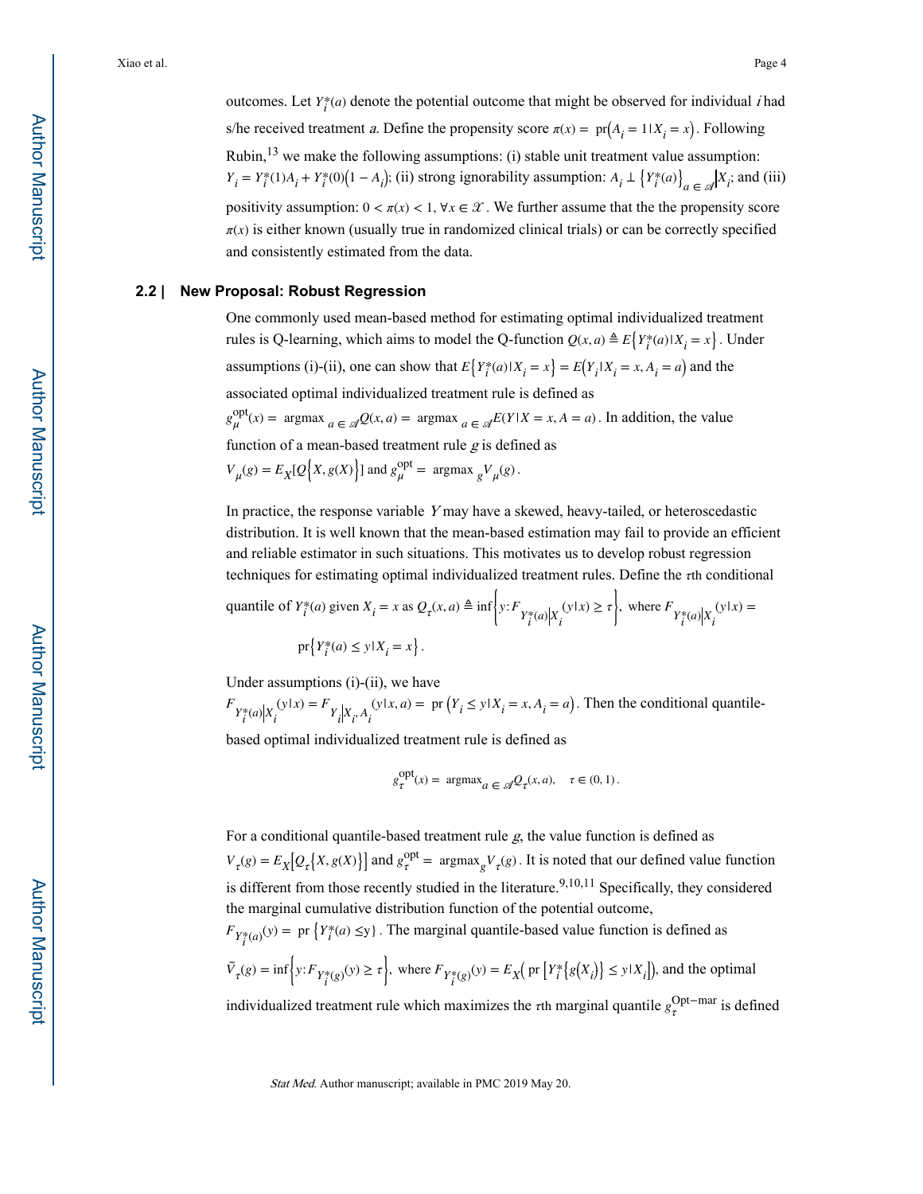outcomes. Let $Y_i^*(a)$ denote the potential outcome that might be observed for individual $i$ had s/he received treatment $a$. Define the propensity score $\pi(x) = \text{pr}(A_i = 1 | X_i = x)$. Following Rubin,[13] we make the following assumptions: (i) stable unit treatment value assumption: $Y_i = Y_i^*(1)A_i + Y_i^*(0)(1 - A_i)$; (ii) strong ignorability assumption: $A_i \perp \{Y_i^*(a)\}_{a \in \mathscr{A}} | X_i$; and (iii) positivity assumption: $0 < \pi(x) < 1, \forall x \in \mathscr{X}$. We further assume that the the propensity score $\pi(x)$ is either known (usually true in randomized clinical trials) or can be correctly specified and consistently estimated from the data.

### 2.2 | New Proposal: Robust Regression

One commonly used mean-based method for estimating optimal individualized treatment rules is Q-learning, which aims to model the Q-function $Q(x, a) \triangleq E\{Y_i^*(a) | X_i = x\}$. Under assumptions (i)-(ii), one can show that $E\{Y_i^*(a) | X_i = x\} = E(Y_i | X_i = x, A_i = a)$ and the associated optimal individualized treatment rule is defined as $g_\mu^{\text{opt}}(x) = \text{argmax}_{a \in \mathscr{A}} Q(x, a) = \text{argmax}_{a \in \mathscr{A}} E(Y | X = x, A = a)$. In addition, the value function of a mean-based treatment rule $g$ is defined as $V_\mu(g) = E_X[Q\{X, g(X)\}]$ and $g_\mu^{\text{opt}} = \text{argmax}_g V_\mu(g)$.

In practice, the response variable $Y$ may have a skewed, heavy-tailed, or heteroscedastic distribution. It is well known that the mean-based estimation may fail to provide an efficient and reliable estimator in such situations. This motivates us to develop robust regression techniques for estimating optimal individualized treatment rules. Define the $\tau$th conditional quantile of $Y_i^*(a)$ given $X_i = x$ as $Q_\tau(x, a) \triangleq \inf\left\{y : F_{Y_i^*(a)|X_i}(y|x) \geq \tau\right\}$, where $F_{Y_i^*(a)|X_i}(y|x) =$

$$\text{pr}\{Y_i^*(a) \leq y | X_i = x\}.$$

Under assumptions (i)-(ii), we have $F_{Y_i^*(a)|X_i}(y|x) = F_{Y_i|X_i, A_i}(y|x, a) = \text{pr}(Y_i \leq y | X_i = x, A_i = a)$. Then the conditional quantile-based optimal individualized treatment rule is defined as

$$g_\tau^{\text{opt}}(x) = \text{argmax}_{a \in \mathscr{A}} Q_\tau(x, a), \quad \tau \in (0, 1).$$

For a conditional quantile-based treatment rule $g$, the value function is defined as $V_\tau(g) = E_X[Q_\tau\{X, g(X)\}]$ and $g_\tau^{\text{opt}} = \text{argmax}_g V_\tau(g)$. It is noted that our defined value function is different from those recently studied in the literature.[9,10,11] Specifically, they considered the marginal cumulative distribution function of the potential outcome, $F_{Y_i^*(a)}(y) = \text{pr}\{Y_i^*(a) \leq y\}$. The marginal quantile-based value function is defined as $\tilde{V}_\tau(g) = \inf\left\{y : F_{Y_i^*(g)}(y) \geq \tau\right\}$, where $F_{Y_i^*(g)}(y) = E_X\left(\text{pr}\left[Y_i^*\{g(X_i)\} \leq y | X_i\right]\right)$, and the optimal individualized treatment rule which maximizes the $\tau$th marginal quantile $g_\tau^{\text{Opt-mar}}$ is defined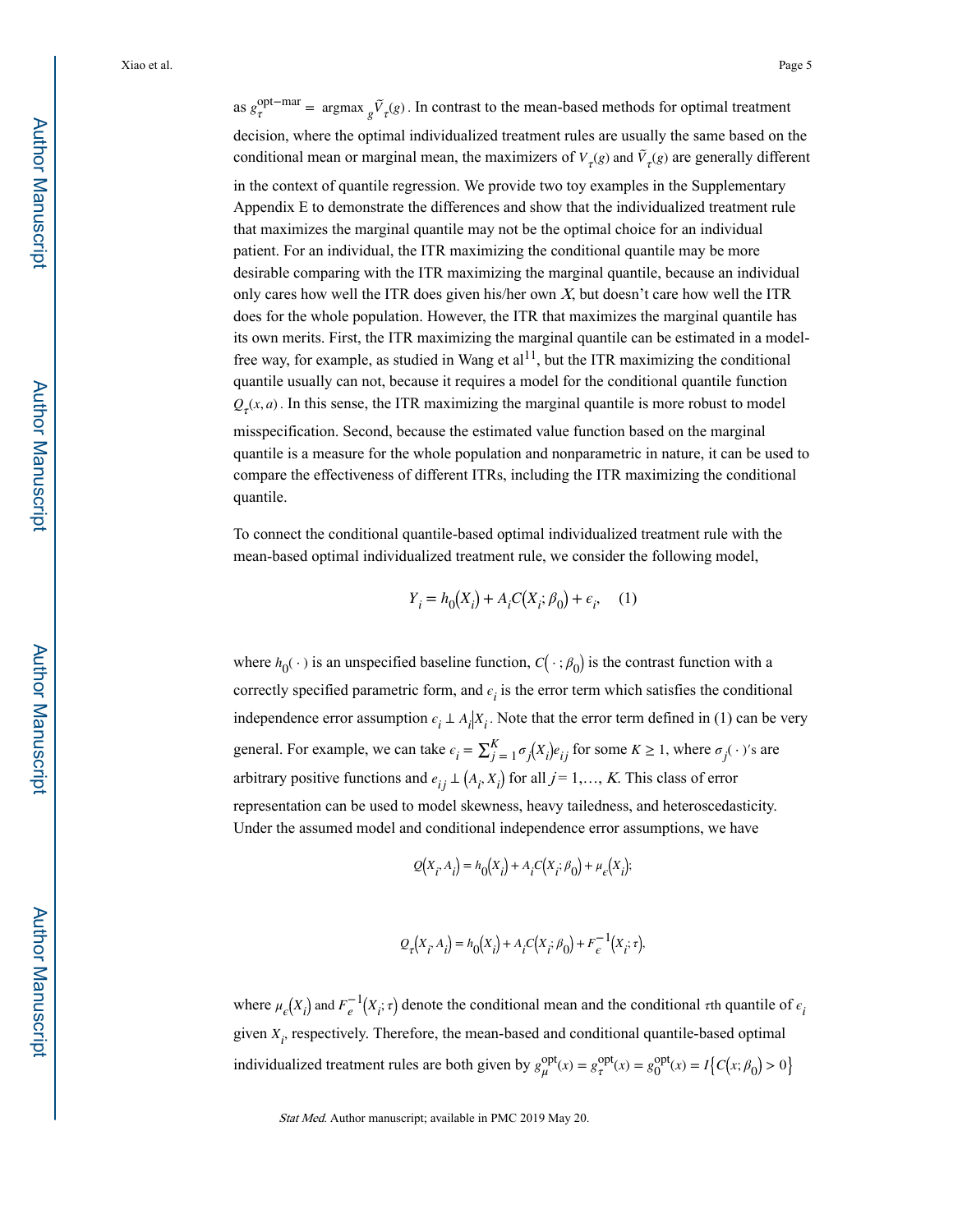as $g_\tau^{\text{opt-mar}} = \operatorname{argmax}_g \widetilde{V}_\tau(g)$. In contrast to the mean-based methods for optimal treatment decision, where the optimal individualized treatment rules are usually the same based on the conditional mean or marginal mean, the maximizers of $V_\tau(g)$ and $\widetilde{V}_\tau(g)$ are generally different in the context of quantile regression. We provide two toy examples in the Supplementary Appendix E to demonstrate the differences and show that the individualized treatment rule that maximizes the marginal quantile may not be the optimal choice for an individual patient. For an individual, the ITR maximizing the conditional quantile may be more desirable comparing with the ITR maximizing the marginal quantile, because an individual only cares how well the ITR does given his/her own $X$, but doesn't care how well the ITR does for the whole population. However, the ITR that maximizes the marginal quantile has its own merits. First, the ITR maximizing the marginal quantile can be estimated in a model-free way, for example, as studied in Wang et al[11], but the ITR maximizing the conditional quantile usually can not, because it requires a model for the conditional quantile function $Q_\tau(x, a)$. In this sense, the ITR maximizing the marginal quantile is more robust to model misspecification. Second, because the estimated value function based on the marginal quantile is a measure for the whole population and nonparametric in nature, it can be used to compare the effectiveness of different ITRs, including the ITR maximizing the conditional quantile.

To connect the conditional quantile-based optimal individualized treatment rule with the mean-based optimal individualized treatment rule, we consider the following model,

$$Y_i = h_0(X_i) + A_i C(X_i; \beta_0) + \epsilon_i, \quad (1)$$

where $h_0(\cdot)$ is an unspecified baseline function, $C(\cdot; \beta_0)$ is the contrast function with a correctly specified parametric form, and $\epsilon_i$ is the error term which satisfies the conditional independence error assumption $\epsilon_i \perp A_i | X_i$. Note that the error term defined in (1) can be very general. For example, we can take $\epsilon_i = \sum_{j=1}^{K} \sigma_j(X_i) e_{ij}$ for some $K \geq 1$, where $\sigma_j(\cdot)$'s are arbitrary positive functions and $e_{ij} \perp (A_i, X_i)$ for all $j = 1, \ldots, K$. This class of error representation can be used to model skewness, heavy tailedness, and heteroscedasticity. Under the assumed model and conditional independence error assumptions, we have

$$Q(X_i, A_i) = h_0(X_i) + A_i C(X_i; \beta_0) + \mu_\epsilon(X_i);$$

$$Q_\tau(X_i, A_i) = h_0(X_i) + A_i C(X_i; \beta_0) + F_\epsilon^{-1}(X_i; \tau),$$

where $\mu_\epsilon(X_i)$ and $F_e^{-1}(X_i; \tau)$ denote the conditional mean and the conditional $\tau$th quantile of $\epsilon_i$ given $X_i$, respectively. Therefore, the mean-based and conditional quantile-based optimal individualized treatment rules are both given by $g_\mu^{\text{opt}}(x) = g_\tau^{\text{opt}}(x) = g_0^{\text{opt}}(x) = I\{C(x; \beta_0) > 0\}$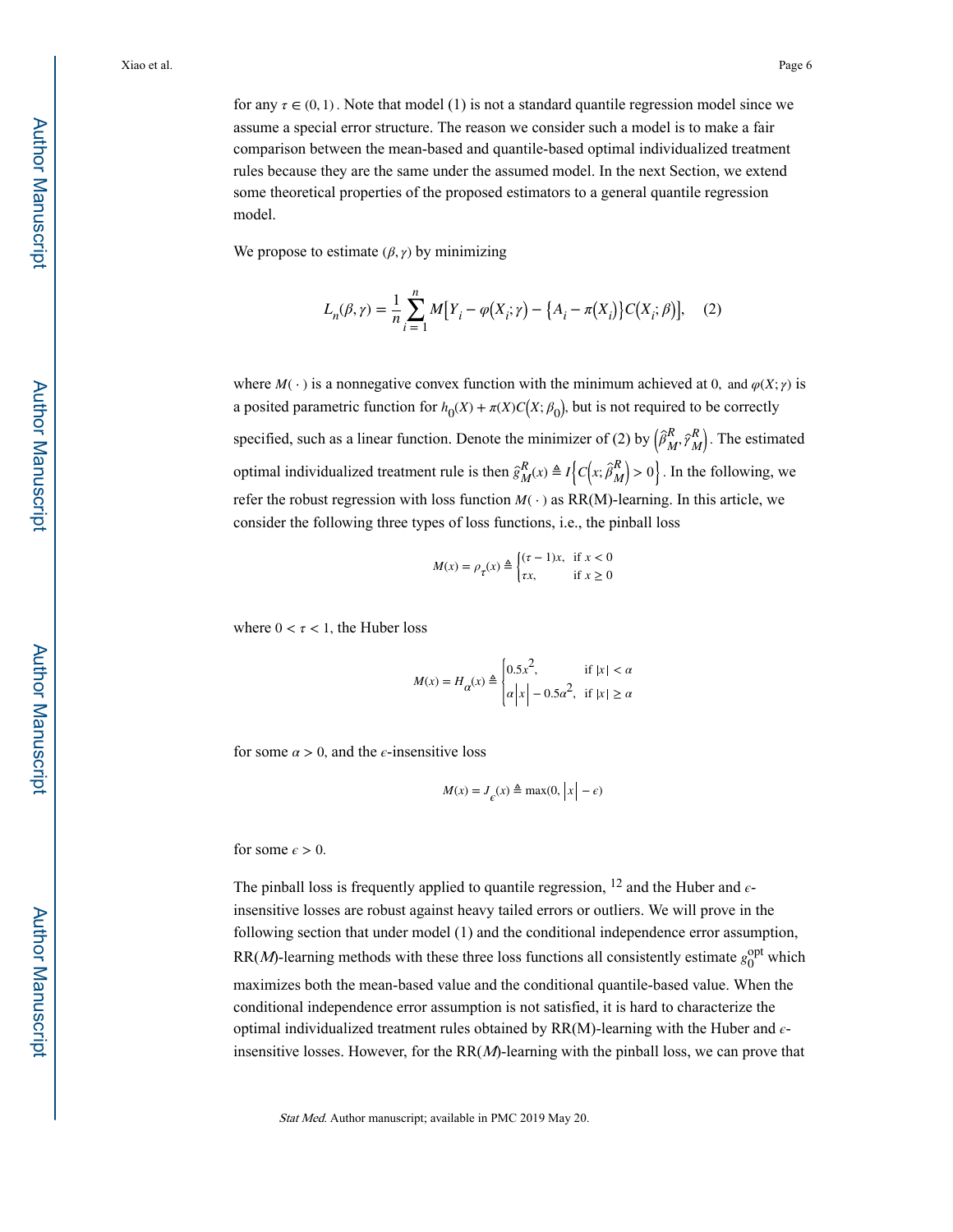for any $\tau \in (0, 1)$. Note that model (1) is not a standard quantile regression model since we assume a special error structure. The reason we consider such a model is to make a fair comparison between the mean-based and quantile-based optimal individualized treatment rules because they are the same under the assumed model. In the next Section, we extend some theoretical properties of the proposed estimators to a general quantile regression model.

We propose to estimate $(\beta, \gamma)$ by minimizing

$$L_n(\beta, \gamma) = \frac{1}{n} \sum_{i=1}^{n} M\big[Y_i - \varphi(X_i; \gamma) - \{A_i - \pi(X_i)\}C(X_i; \beta)\big], \quad (2)$$

where $M(\cdot)$ is a nonnegative convex function with the minimum achieved at 0, and $\varphi(X; \gamma)$ is a posited parametric function for $h_0(X) + \pi(X)C(X; \beta_0)$, but is not required to be correctly specified, such as a linear function. Denote the minimizer of (2) by $\left(\hat{\beta}_M^R, \hat{\gamma}_M^R\right)$. The estimated optimal individualized treatment rule is then $\hat{g}_M^R(x) \triangleq I\left\{C\left(x; \hat{\beta}_M^R\right) > 0\right\}$. In the following, we refer the robust regression with loss function $M(\cdot)$ as RR(M)-learning. In this article, we consider the following three types of loss functions, i.e., the pinball loss

$$M(x) = \rho_\tau(x) \triangleq \begin{cases} (\tau - 1)x, & \text{if } x < 0 \\ \tau x, & \text{if } x \geq 0 \end{cases}$$

where $0 < \tau < 1$, the Huber loss

$$M(x) = H_\alpha(x) \triangleq \begin{cases} 0.5x^2, & \text{if } |x| < \alpha \\ \alpha\left|x\right| - 0.5\alpha^2, & \text{if } |x| \geq \alpha \end{cases}$$

for some $\alpha > 0$, and the $\epsilon$-insensitive loss

$$M(x) = J_\epsilon(x) \triangleq \max(0, \left|x\right| - \epsilon)$$

for some $\epsilon > 0$.

The pinball loss is frequently applied to quantile regression, [12] and the Huber and $\epsilon$-insensitive losses are robust against heavy tailed errors or outliers. We will prove in the following section that under model (1) and the conditional independence error assumption, RR($M$)-learning methods with these three loss functions all consistently estimate $g_0^{\text{opt}}$ which maximizes both the mean-based value and the conditional quantile-based value. When the conditional independence error assumption is not satisfied, it is hard to characterize the optimal individualized treatment rules obtained by RR(M)-learning with the Huber and $\epsilon$-insensitive losses. However, for the RR($M$)-learning with the pinball loss, we can prove that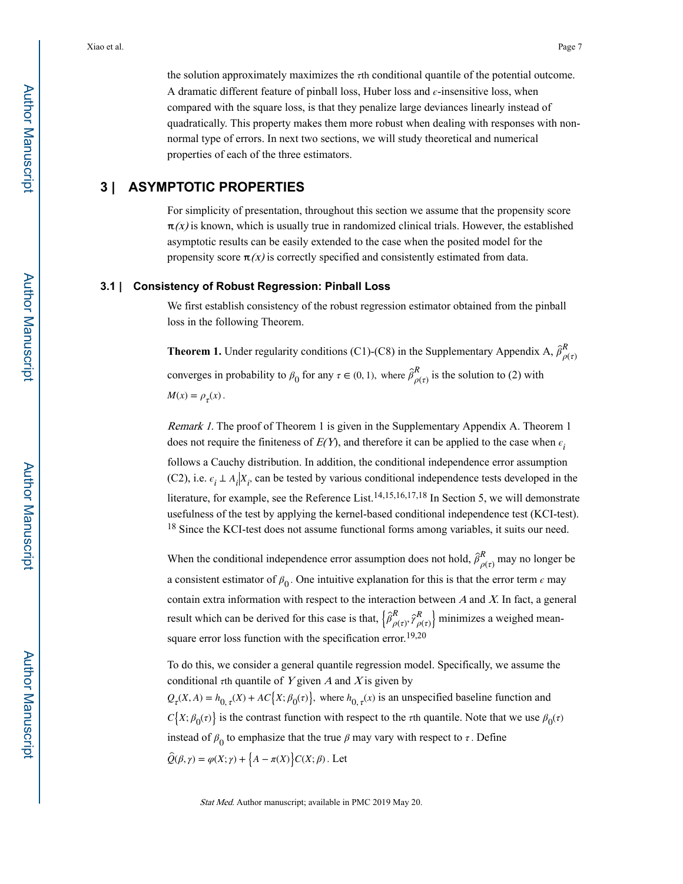the solution approximately maximizes the $\tau$th conditional quantile of the potential outcome. A dramatic different feature of pinball loss, Huber loss and $\epsilon$-insensitive loss, when compared with the square loss, is that they penalize large deviances linearly instead of quadratically. This property makes them more robust when dealing with responses with non-normal type of errors. In next two sections, we will study theoretical and numerical properties of each of the three estimators.

## 3 | ASYMPTOTIC PROPERTIES

For simplicity of presentation, throughout this section we assume that the propensity score $\pi(x)$ is known, which is usually true in randomized clinical trials. However, the established asymptotic results can be easily extended to the case when the posited model for the propensity score $\pi(x)$ is correctly specified and consistently estimated from data.

### 3.1 | Consistency of Robust Regression: Pinball Loss

We first establish consistency of the robust regression estimator obtained from the pinball loss in the following Theorem.

**Theorem 1.** Under regularity conditions (C1)-(C8) in the Supplementary Appendix A, $\hat{\beta}^R_{\rho(\tau)}$ converges in probability to $\beta_0$ for any $\tau \in (0, 1)$, where $\hat{\beta}^R_{\rho(\tau)}$ is the solution to (2) with $M(x) = \rho_\tau(x)$.

*Remark 1.* The proof of Theorem 1 is given in the Supplementary Appendix A. Theorem 1 does not require the finiteness of $E(Y)$, and therefore it can be applied to the case when $\epsilon_i$ follows a Cauchy distribution. In addition, the conditional independence error assumption (C2), i.e. $\epsilon_i \perp A_i | X_i$, can be tested by various conditional independence tests developed in the literature, for example, see the Reference List.[14,15,16,17,18] In Section 5, we will demonstrate usefulness of the test by applying the kernel-based conditional independence test (KCI-test).[18] Since the KCI-test does not assume functional forms among variables, it suits our need.

When the conditional independence error assumption does not hold, $\hat{\beta}^R_{\rho(\tau)}$ may no longer be a consistent estimator of $\beta_0$. One intuitive explanation for this is that the error term $\epsilon$ may contain extra information with respect to the interaction between $A$ and $X$. In fact, a general result which can be derived for this case is that, $\left\{\hat{\beta}^R_{\rho(\tau)}, \hat{\gamma}^R_{\rho(\tau)}\right\}$ minimizes a weighed mean-square error loss function with the specification error.[19,20]

To do this, we consider a general quantile regression model. Specifically, we assume the conditional $\tau$th quantile of $Y$ given $A$ and $X$ is given by $Q_\tau(X, A) = h_{0,\tau}(X) + AC\{X; \beta_0(\tau)\}$, where $h_{0,\tau}(x)$ is an unspecified baseline function and $C\{X; \beta_0(\tau)\}$ is the contrast function with respect to the $\tau$th quantile. Note that we use $\beta_0(\tau)$ instead of $\beta_0$ to emphasize that the true $\beta$ may vary with respect to $\tau$. Define $\hat{Q}(\beta, \gamma) = \varphi(X; \gamma) + \{A - \pi(X)\}C(X; \beta)$. Let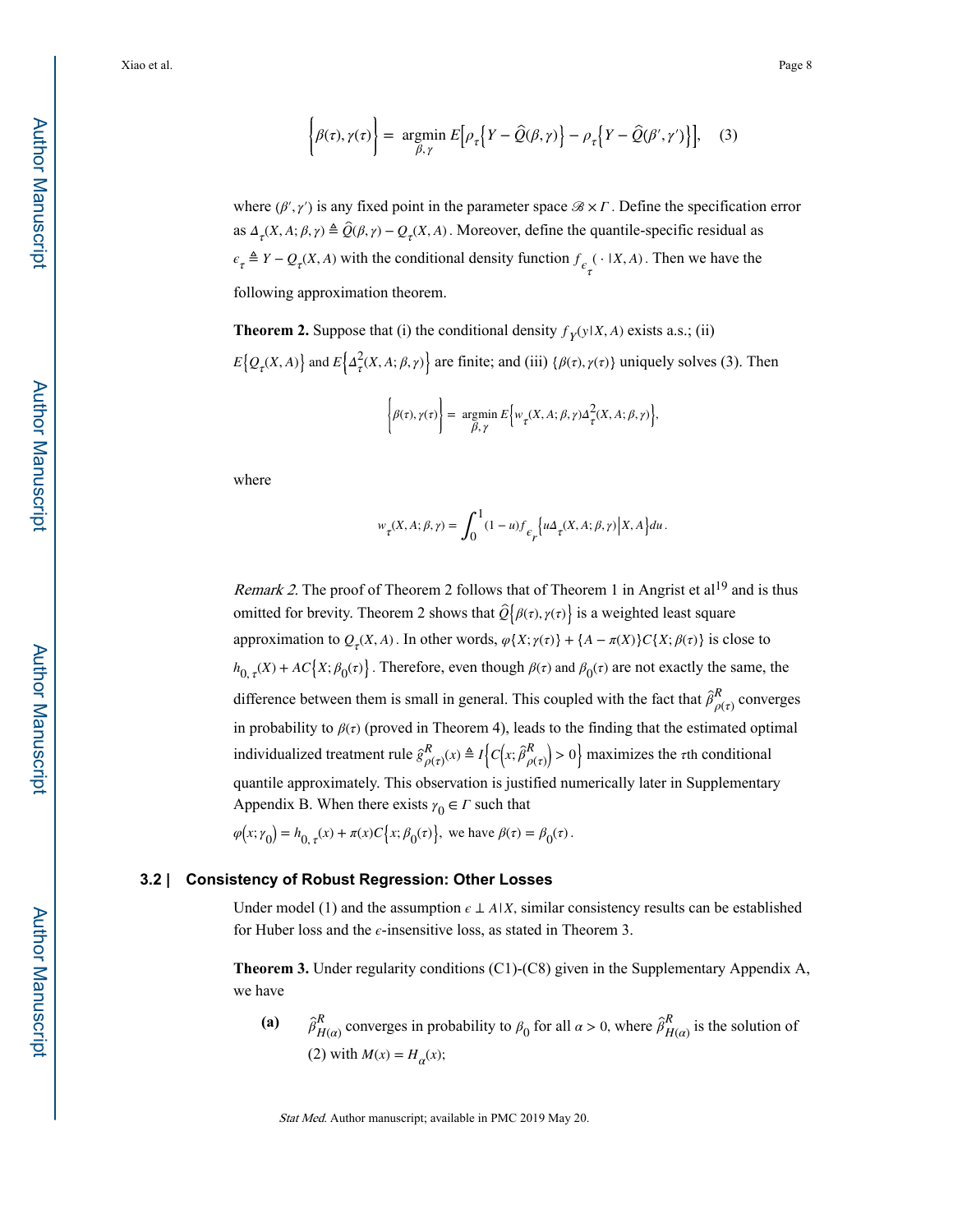$$\left\{\beta(\tau), \gamma(\tau)\right\} = \underset{\beta, \gamma}{\operatorname{argmin}}\, E\left[\rho_\tau\left\{Y - \hat{Q}(\beta, \gamma)\right\} - \rho_\tau\left\{Y - \hat{Q}(\beta', \gamma')\right\}\right], \quad (3)$$

where $(\beta', \gamma')$ is any fixed point in the parameter space $\mathscr{B} \times \Gamma$. Define the specification error as $\Delta_\tau(X, A; \beta, \gamma) \triangleq \hat{Q}(\beta, \gamma) - Q_\tau(X, A)$. Moreover, define the quantile-specific residual as $\epsilon_\tau \triangleq Y - Q_\tau(X, A)$ with the conditional density function $f_{\epsilon_\tau}(\cdot \mid X, A)$. Then we have the following approximation theorem.

**Theorem 2.** Suppose that (i) the conditional density $f_Y(y \mid X, A)$ exists a.s.; (ii) $E\left\{Q_\tau(X, A)\right\}$ and $E\left\{\Delta_\tau^2(X, A; \beta, \gamma)\right\}$ are finite; and (iii) $\{\beta(\tau), \gamma(\tau)\}$ uniquely solves (3). Then

$$\left\{\beta(\tau), \gamma(\tau)\right\} = \underset{\beta, \gamma}{\operatorname{argmin}}\, E\left\{w_\tau(X, A; \beta, \gamma)\Delta_\tau^2(X, A; \beta, \gamma)\right\},$$

where

$$w_\tau(X, A; \beta, \gamma) = \int_0^1 (1 - u) f_{\epsilon_r}\left\{u\Delta_\tau(X, A; \beta, \gamma) \middle| X, A\right\} du.$$

*Remark 2.* The proof of Theorem 2 follows that of Theorem 1 in Angrist et al[19] and is thus omitted for brevity. Theorem 2 shows that $\hat{Q}\left\{\beta(\tau), \gamma(\tau)\right\}$ is a weighted least square approximation to $Q_\tau(X, A)$. In other words, $\varphi\{X; \gamma(\tau)\} + \{A - \pi(X)\}C\{X; \beta(\tau)\}$ is close to $h_{0,\tau}(X) + AC\left\{X; \beta_0(\tau)\right\}$. Therefore, even though $\beta(\tau)$ and $\beta_0(\tau)$ are not exactly the same, the difference between them is small in general. This coupled with the fact that $\hat{\beta}^R_{\rho(\tau)}$ converges in probability to $\beta(\tau)$ (proved in Theorem 4), leads to the finding that the estimated optimal individualized treatment rule $\hat{g}^R_{\rho(\tau)}(x) \triangleq I\left\{C\left(x; \hat{\beta}^R_{\rho(\tau)}\right) > 0\right\}$ maximizes the $\tau$th conditional quantile approximately. This observation is justified numerically later in Supplementary Appendix B. When there exists $\gamma_0 \in \Gamma$ such that $\varphi\left(x; \gamma_0\right) = h_{0,\tau}(x) + \pi(x)C\left\{x; \beta_0(\tau)\right\}$, we have $\beta(\tau) = \beta_0(\tau)$.

### 3.2 | Consistency of Robust Regression: Other Losses

Under model (1) and the assumption $\epsilon \perp A \mid X$, similar consistency results can be established for Huber loss and the $\epsilon$-insensitive loss, as stated in Theorem 3.

**Theorem 3.** Under regularity conditions (C1)-(C8) given in the Supplementary Appendix A, we have

**(a)** $\hat{\beta}^R_{H(\alpha)}$ converges in probability to $\beta_0$ for all $\alpha > 0$, where $\hat{\beta}^R_{H(\alpha)}$ is the solution of (2) with $M(x) = H_\alpha(x)$;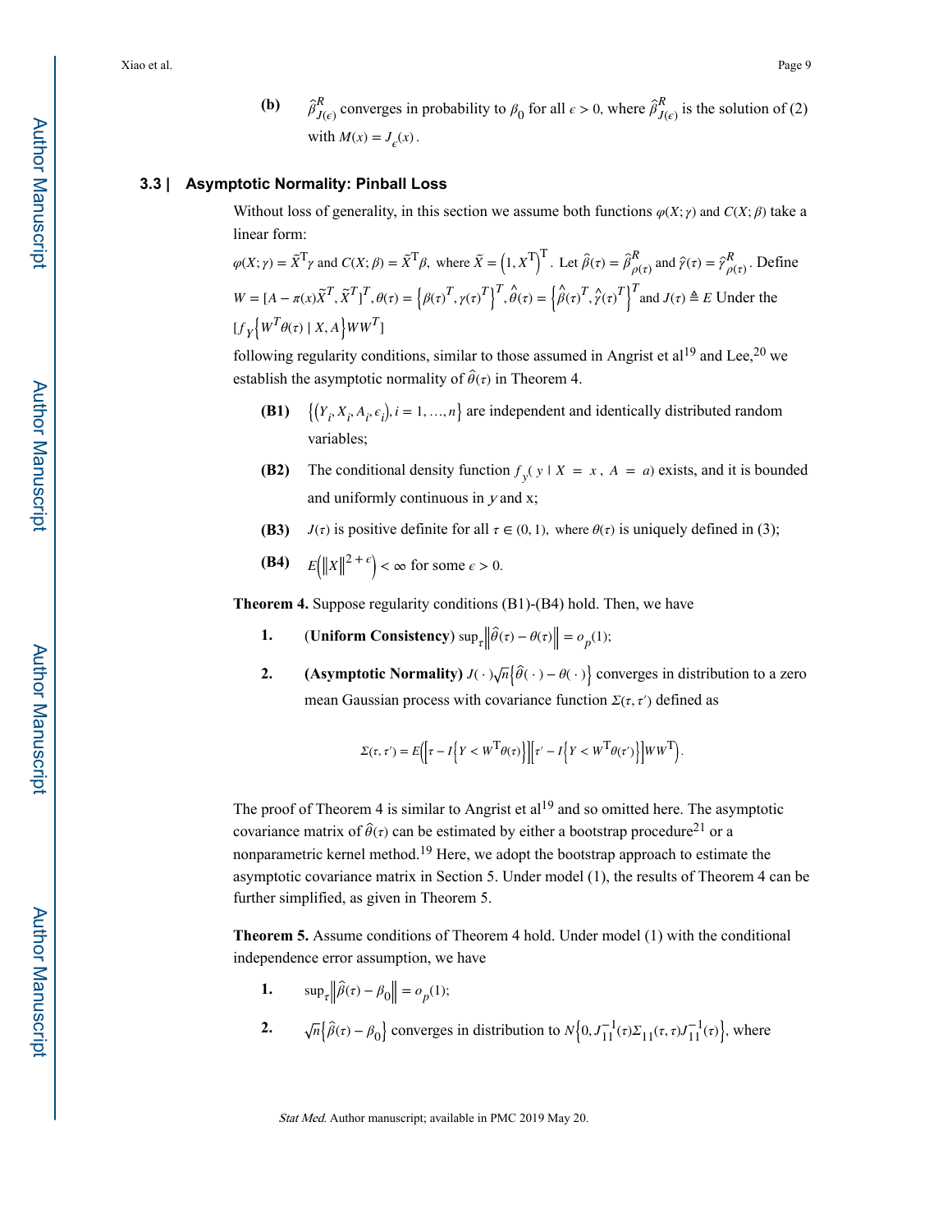**(b)** $\hat{\beta}^R_{J(\epsilon)}$ converges in probability to $\beta_0$ for all $\epsilon > 0$, where $\hat{\beta}^R_{J(\epsilon)}$ is the solution of (2) with $M(x) = J_\epsilon(x)$.

### 3.3 | Asymptotic Normality: Pinball Loss

Without loss of generality, in this section we assume both functions $\varphi(X;\gamma)$ and $C(X;\beta)$ take a linear form:

$\varphi(X;\gamma) = \tilde{X}^{\mathrm{T}}\gamma$ and $C(X;\beta) = \tilde{X}^{\mathrm{T}}\beta$, where $\tilde{X} = \left(1, X^{\mathrm{T}}\right)^{\mathrm{T}}$. Let $\hat{\beta}(\tau) = \hat{\beta}^R_{\rho(\tau)}$ and $\hat{\gamma}(\tau) = \hat{\gamma}^R_{\rho(\tau)}$. Define $W = [A - \pi(x)\tilde{X}^T, \tilde{X}^T]^T$, $\theta(\tau) = \left\{\beta(\tau)^T, \gamma(\tau)^T\right\}^T$, $\hat{\theta}(\tau) = \left\{\hat{\beta}(\tau)^T, \hat{\gamma}(\tau)^T\right\}^T$ and $J(\tau) \triangleq E[f_Y\left\{W^T\theta(\tau) \mid X, A\right\}WW^T]$ Under the following regularity conditions, similar to those assumed in Angrist et al[19] and Lee,[20] we establish the asymptotic normality of $\hat{\theta}(\tau)$ in Theorem 4.

- **(B1)** $\left\{\left(Y_i, X_i, A_i, \epsilon_i\right), i = 1, \ldots, n\right\}$ are independent and identically distributed random variables;
- **(B2)** The conditional density function $f_y(\, y \mid X = x,\ A = a)$ exists, and it is bounded and uniformly continuous in $y$ and x;
- **(B3)** $J(\tau)$ is positive definite for all $\tau \in (0, 1)$, where $\theta(\tau)$ is uniquely defined in (3);
- **(B4)** $E\left(\|X\|^{2+\epsilon}\right) < \infty$ for some $\epsilon > 0$.

**Theorem 4.** Suppose regularity conditions (B1)-(B4) hold. Then, we have

1. (**Uniform Consistency**) $\sup_\tau \left\|\hat{\theta}(\tau) - \theta(\tau)\right\| = o_p(1)$;
2. **(Asymptotic Normality)** $J(\cdot)\sqrt{n}\left\{\hat{\theta}(\cdot) - \theta(\cdot)\right\}$ converges in distribution to a zero mean Gaussian process with covariance function $\Sigma(\tau, \tau')$ defined as

$$\Sigma(\tau, \tau') = E\left(\left[\tau - I\left\{Y < W^{\mathrm{T}}\theta(\tau)\right\}\right]\left[\tau' - I\left\{Y < W^{\mathrm{T}}\theta(\tau')\right\}\right]WW^{\mathrm{T}}\right).$$

The proof of Theorem 4 is similar to Angrist et al[19] and so omitted here. The asymptotic covariance matrix of $\hat{\theta}(\tau)$ can be estimated by either a bootstrap procedure[21] or a nonparametric kernel method.[19] Here, we adopt the bootstrap approach to estimate the asymptotic covariance matrix in Section 5. Under model (1), the results of Theorem 4 can be further simplified, as given in Theorem 5.

**Theorem 5.** Assume conditions of Theorem 4 hold. Under model (1) with the conditional independence error assumption, we have

1. $\sup_\tau \left\|\hat{\beta}(\tau) - \beta_0\right\| = o_p(1)$;
2. $\sqrt{n}\left\{\hat{\beta}(\tau) - \beta_0\right\}$ converges in distribution to $N\left\{0, J_{11}^{-1}(\tau)\Sigma_{11}(\tau, \tau)J_{11}^{-1}(\tau)\right\}$, where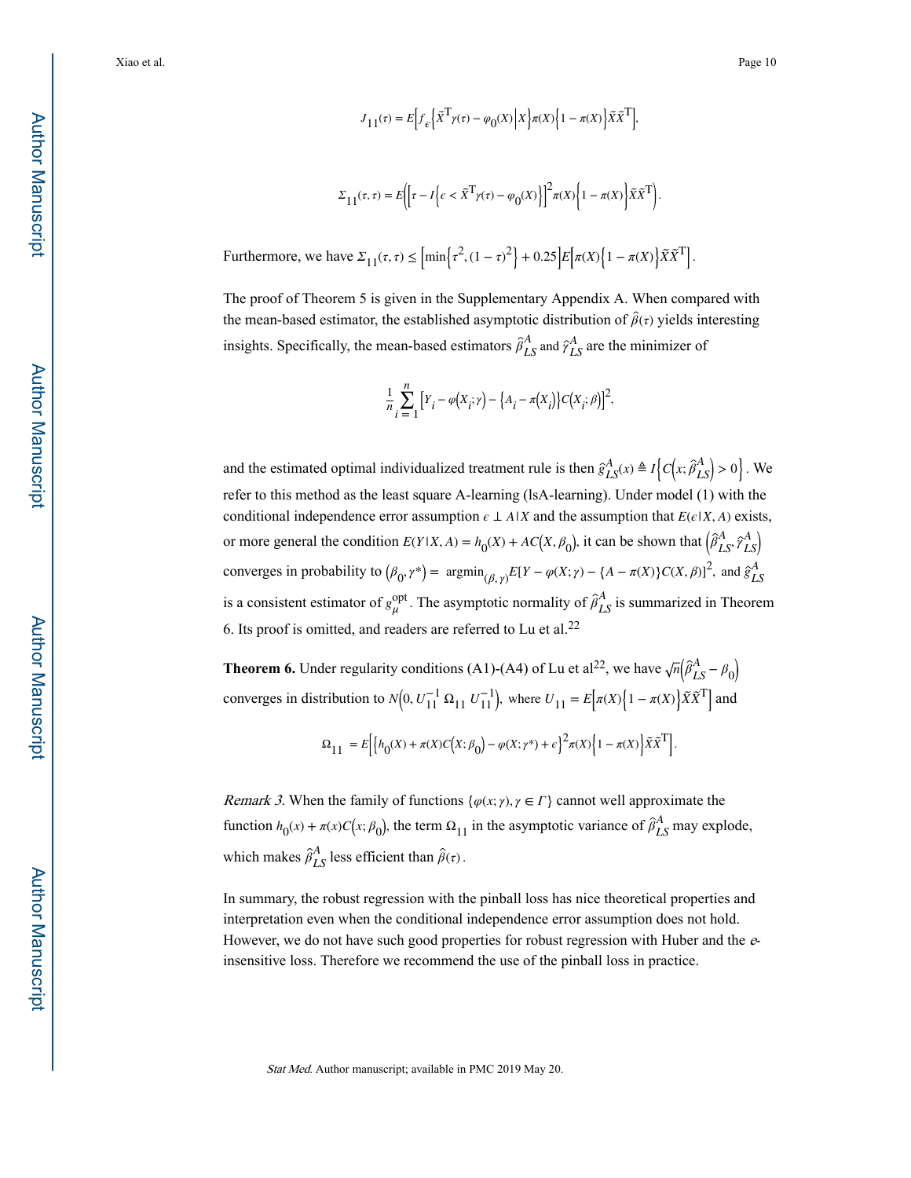$$J_{11}(\tau) = E\left[f_{\epsilon}\left\{\tilde{X}^{\mathrm{T}}\gamma(\tau) - \varphi_0(X)\middle|X\right\}\pi(X)\left\{1 - \pi(X)\right\}\tilde{X}\tilde{X}^{\mathrm{T}}\right],$$

$$\Sigma_{11}(\tau,\tau) = E\left(\left[\tau - I\left\{\epsilon < \tilde{X}^{\mathrm{T}}\gamma(\tau) - \varphi_0(X)\right\}\right]^2\pi(X)\left\{1 - \pi(X)\right\}\tilde{X}\tilde{X}^{\mathrm{T}}\right).$$

Furthermore, we have $\Sigma_{11}(\tau,\tau) \le \left[\min\left\{\tau^2,(1-\tau)^2\right\} + 0.25\right]E\left[\pi(X)\left\{1-\pi(X)\right\}\tilde{X}\tilde{X}^{\mathrm{T}}\right]$.

The proof of Theorem 5 is given in the Supplementary Appendix A. When compared with the mean-based estimator, the established asymptotic distribution of $\hat{\beta}(\tau)$ yields interesting insights. Specifically, the mean-based estimators $\hat{\beta}_{LS}^{A}$ and $\hat{\gamma}_{LS}^{A}$ are the minimizer of

$$\frac{1}{n}\sum_{i=1}^{n}\left[Y_i - \varphi\left(X_i;\gamma\right) - \left\{A_i - \pi\left(X_i\right)\right\}C\left(X_i;\beta\right)\right]^2,$$

and the estimated optimal individualized treatment rule is then $\hat{g}_{LS}^{A}(x) \triangleq I\left\{C\left(x;\hat{\beta}_{LS}^{A}\right) > 0\right\}$. We refer to this method as the least square A-learning (lsA-learning). Under model (1) with the conditional independence error assumption $\epsilon \perp A|X$ and the assumption that $E(\epsilon|X,A)$ exists, or more general the condition $E(Y|X,A) = h_0(X) + AC\left(X,\beta_0\right)$, it can be shown that $\left(\hat{\beta}_{LS}^{A},\hat{\gamma}_{LS}^{A}\right)$ converges in probability to $\left(\beta_0,\gamma^*\right) = \operatorname{argmin}_{(\beta,\gamma)}E[Y - \varphi(X;\gamma) - \{A - \pi(X)\}C(X,\beta)]^2$, and $\hat{g}_{LS}^{A}$ is a consistent estimator of $g_{\mu}^{\mathrm{opt}}$. The asymptotic normality of $\hat{\beta}_{LS}^{A}$ is summarized in Theorem 6. Its proof is omitted, and readers are referred to Lu et al.[22]

**Theorem 6.** Under regularity conditions (A1)-(A4) of Lu et al[22], we have $\sqrt{n}\left(\hat{\beta}_{LS}^{A} - \beta_0\right)$ converges in distribution to $N\left(0, U_{11}^{-1}\,\Omega_{11}\,U_{11}^{-1}\right)$, where $U_{11} = E\left[\pi(X)\left\{1-\pi(X)\right\}\tilde{X}\tilde{X}^{\mathrm{T}}\right]$ and

$$\Omega_{11} = E\left[\left\{h_0(X) + \pi(X)C\left(X;\beta_0\right) - \varphi\left(X;\gamma^*\right) + \epsilon\right\}^2\pi(X)\left\{1-\pi(X)\right\}\tilde{X}\tilde{X}^{\mathrm{T}}\right].$$

*Remark 3.* When the family of functions $\{\varphi(x;\gamma),\gamma \in \Gamma\}$ cannot well approximate the function $h_0(x) + \pi(x)C\left(x;\beta_0\right)$, the term $\Omega_{11}$ in the asymptotic variance of $\hat{\beta}_{LS}^{A}$ may explode, which makes $\hat{\beta}_{LS}^{A}$ less efficient than $\hat{\beta}(\tau)$.

In summary, the robust regression with the pinball loss has nice theoretical properties and interpretation even when the conditional independence error assumption does not hold. However, we do not have such good properties for robust regression with Huber and the $\epsilon$-insensitive loss. Therefore we recommend the use of the pinball loss in practice.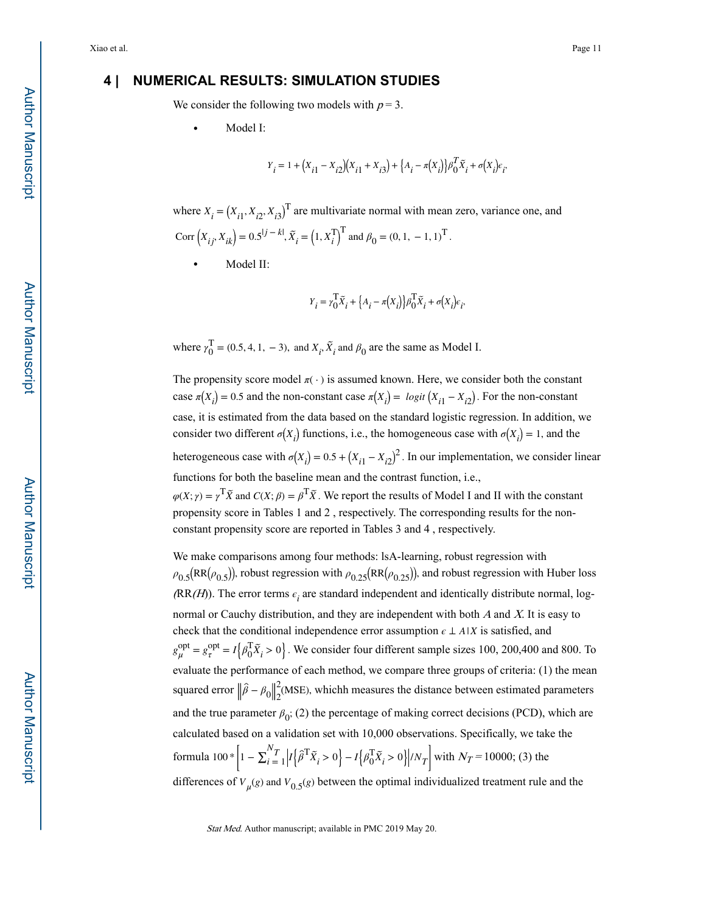## 4 | NUMERICAL RESULTS: SIMULATION STUDIES

We consider the following two models with $p = 3$.

- Model I:

$$Y_i = 1 + \left(X_{i1} - X_{i2}\right)\left(X_{i1} + X_{i3}\right) + \left\{A_i - \pi\left(X_i\right)\right\}\beta_0^T \tilde{X}_i + \sigma\left(X_i\right)\epsilon_i,$$

where $X_i = \left(X_{i1}, X_{i2}, X_{i3}\right)^{\mathrm{T}}$ are multivariate normal with mean zero, variance one, and $\operatorname{Corr}\left(X_{ij}, X_{ik}\right) = 0.5^{|j-k|}, \tilde{X}_i = \left(1, X_i^{\mathrm{T}}\right)^{\mathrm{T}}$ and $\beta_0 = (0, 1, -1, 1)^{\mathrm{T}}$.

- Model II:

$$Y_i = \gamma_0^{\mathrm{T}} \tilde{X}_i + \left\{A_i - \pi\left(X_i\right)\right\}\beta_0^{\mathrm{T}} \tilde{X}_i + \sigma\left(X_i\right)\epsilon_i,$$

where $\gamma_0^{\mathrm{T}} = (0.5, 4, 1, -3),$ and $X_i, \tilde{X}_i$ and $\beta_0$ are the same as Model I.

The propensity score model $\pi(\cdot)$ is assumed known. Here, we consider both the constant case $\pi\left(X_i\right) = 0.5$ and the non-constant case $\pi\left(X_i\right) = \ logit\left(X_{i1} - X_{i2}\right)$. For the non-constant case, it is estimated from the data based on the standard logistic regression. In addition, we consider two different $\sigma\left(X_i\right)$ functions, i.e., the homogeneous case with $\sigma\left(X_i\right) = 1$, and the heterogeneous case with $\sigma\left(X_i\right) = 0.5 + \left(X_{i1} - X_{i2}\right)^2$. In our implementation, we consider linear functions for both the baseline mean and the contrast function, i.e., $\varphi(X; \gamma) = \gamma^{\mathrm{T}} \tilde{X}$ and $C(X; \beta) = \beta^{\mathrm{T}} \tilde{X}$. We report the results of Model I and II with the constant propensity score in Tables 1 and 2 , respectively. The corresponding results for the non-constant propensity score are reported in Tables 3 and 4 , respectively.

We make comparisons among four methods: lsA-learning, robust regression with $\rho_{0.5}\left(\mathrm{RR}\left(\rho_{0.5}\right)\right)$, robust regression with $\rho_{0.25}\left(\mathrm{RR}\left(\rho_{0.25}\right)\right)$, and robust regression with Huber loss ($\mathrm{RR}(H)$). The error terms $\epsilon_i$ are standard independent and identically distribute normal, log-normal or Cauchy distribution, and they are independent with both $A$ and $X$. It is easy to check that the conditional independence error assumption $\epsilon \perp A \mid X$ is satisfied, and $g_\mu^{\mathrm{opt}} = g_\tau^{\mathrm{opt}} = I\left\{\beta_0^{\mathrm{T}} \tilde{X}_i > 0\right\}$. We consider four different sample sizes 100, 200,400 and 800. To evaluate the performance of each method, we compare three groups of criteria: (1) the mean squared error $\left\|\hat{\beta} - \beta_0\right\|_2^2$(MSE), whichh measures the distance between estimated parameters and the true parameter $\beta_0$; (2) the percentage of making correct decisions (PCD), which are calculated based on a validation set with 10,000 observations. Specifically, we take the formula $100 * \left[1 - \sum_{i=1}^{N_T}\left|I\left\{\hat{\beta}^{\mathrm{T}} \tilde{X}_i > 0\right\} - I\left\{\beta_0^{\mathrm{T}} \tilde{X}_i > 0\right\}\right| / N_T\right]$ with $N_T = 10000$; (3) the differences of $V_\mu(g)$ and $V_{0.5}(g)$ between the optimal individualized treatment rule and the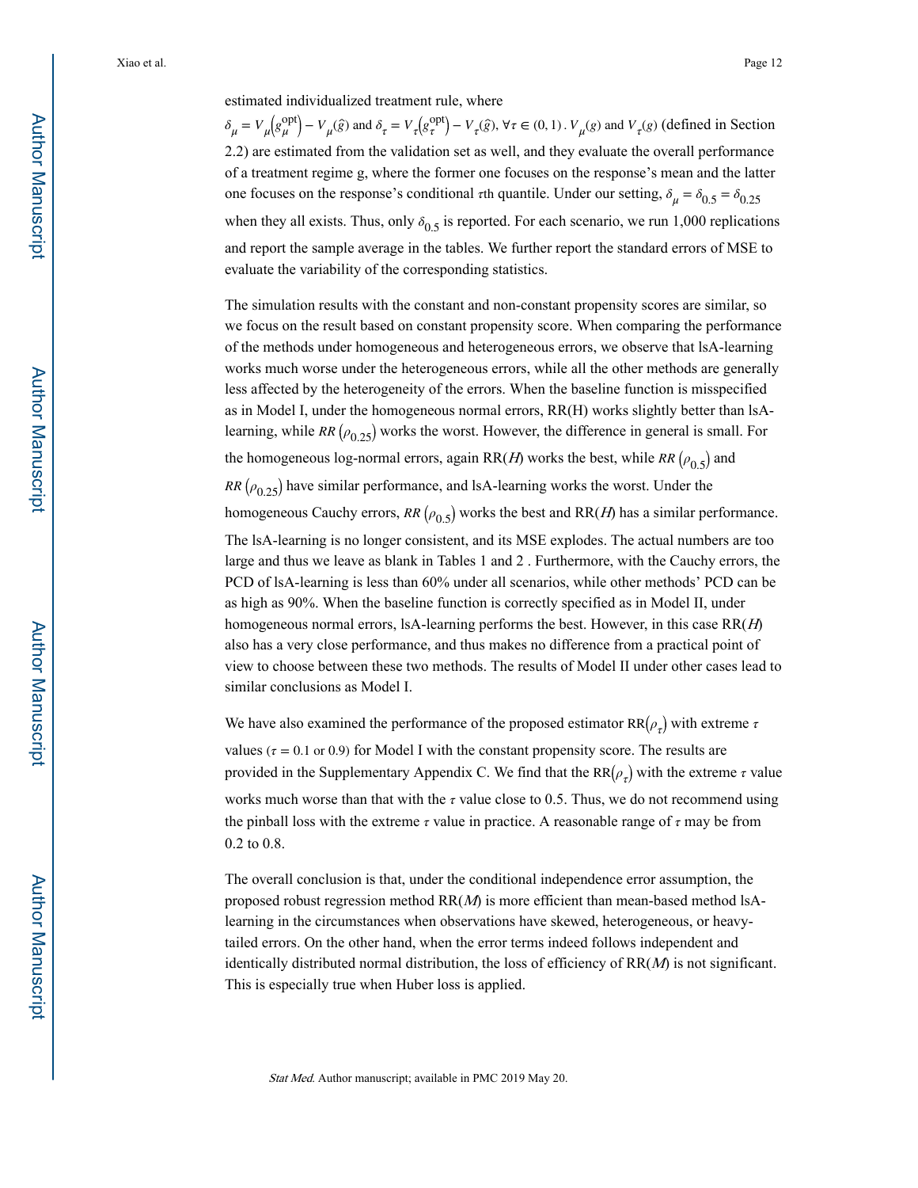estimated individualized treatment rule, where $\delta_\mu = V_\mu\left(g_\mu^{\text{opt}}\right) - V_\mu(\hat{g})$ and $\delta_\tau = V_\tau\left(g_\tau^{\text{opt}}\right) - V_\tau(\hat{g}), \forall \tau \in (0, 1)$. $V_\mu(g)$ and $V_\tau(g)$ (defined in Section 2.2) are estimated from the validation set as well, and they evaluate the overall performance of a treatment regime g, where the former one focuses on the response's mean and the latter one focuses on the response's conditional $\tau$th quantile. Under our setting, $\delta_\mu = \delta_{0.5} = \delta_{0.25}$ when they all exists. Thus, only $\delta_{0.5}$ is reported. For each scenario, we run 1,000 replications and report the sample average in the tables. We further report the standard errors of MSE to evaluate the variability of the corresponding statistics.

The simulation results with the constant and non-constant propensity scores are similar, so we focus on the result based on constant propensity score. When comparing the performance of the methods under homogeneous and heterogeneous errors, we observe that lsA-learning works much worse under the heterogeneous errors, while all the other methods are generally less affected by the heterogeneity of the errors. When the baseline function is misspecified as in Model I, under the homogeneous normal errors, RR(H) works slightly better than lsA-learning, while $RR\left(\rho_{0.25}\right)$ works the worst. However, the difference in general is small. For the homogeneous log-normal errors, again RR($H$) works the best, while $RR\left(\rho_{0.5}\right)$ and $RR\left(\rho_{0.25}\right)$ have similar performance, and lsA-learning works the worst. Under the homogeneous Cauchy errors, $RR\left(\rho_{0.5}\right)$ works the best and RR($H$) has a similar performance. The lsA-learning is no longer consistent, and its MSE explodes. The actual numbers are too large and thus we leave as blank in Tables 1 and 2 . Furthermore, with the Cauchy errors, the PCD of lsA-learning is less than 60% under all scenarios, while other methods' PCD can be as high as 90%. When the baseline function is correctly specified as in Model II, under homogeneous normal errors, lsA-learning performs the best. However, in this case RR($H$) also has a very close performance, and thus makes no difference from a practical point of view to choose between these two methods. The results of Model II under other cases lead to similar conclusions as Model I.

We have also examined the performance of the proposed estimator $\text{RR}\left(\rho_\tau\right)$ with extreme $\tau$ values ($\tau = 0.1$ or $0.9$) for Model I with the constant propensity score. The results are provided in the Supplementary Appendix C. We find that the $\text{RR}\left(\rho_\tau\right)$ with the extreme $\tau$ value works much worse than that with the $\tau$ value close to 0.5. Thus, we do not recommend using the pinball loss with the extreme $\tau$ value in practice. A reasonable range of $\tau$ may be from 0.2 to 0.8.

The overall conclusion is that, under the conditional independence error assumption, the proposed robust regression method RR($M$) is more efficient than mean-based method lsA-learning in the circumstances when observations have skewed, heterogeneous, or heavy-tailed errors. On the other hand, when the error terms indeed follows independent and identically distributed normal distribution, the loss of efficiency of RR($M$) is not significant. This is especially true when Huber loss is applied.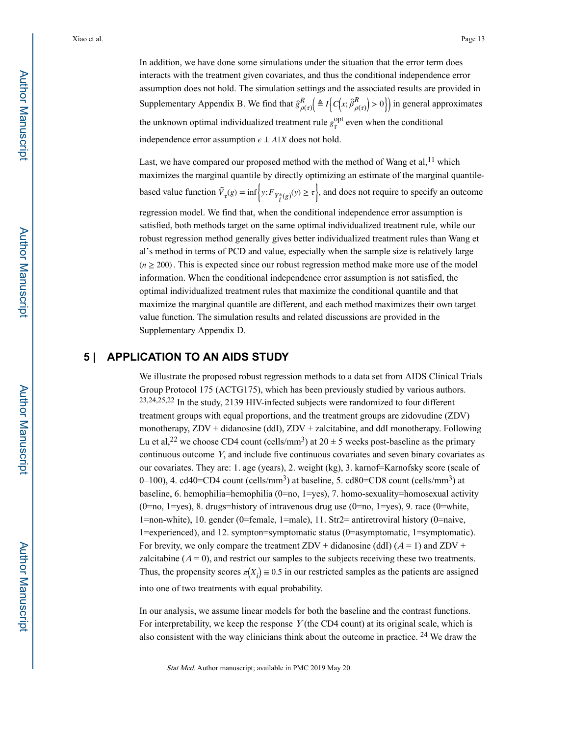In addition, we have done some simulations under the situation that the error term does interacts with the treatment given covariates, and thus the conditional independence error assumption does not hold. The simulation settings and the associated results are provided in Supplementary Appendix B. We find that $\hat{g}^R_{\rho(\tau)}\left(\triangleq I\left\{C\left(x;\hat{\beta}^R_{\rho(\tau)}\right)>0\right\}\right)$ in general approximates the unknown optimal individualized treatment rule $g^{\text{opt}}_{\tau}$ even when the conditional independence error assumption $\epsilon \perp A|X$ does not hold.

Last, we have compared our proposed method with the method of Wang et al,[11] which maximizes the marginal quantile by directly optimizing an estimate of the marginal quantile-based value function $\bar{V}_{\tau}(g)=\inf\left\{y:F_{Y_i^*(g)}(y)\geq\tau\right\}$, and does not require to specify an outcome regression model. We find that, when the conditional independence error assumption is satisfied, both methods target on the same optimal individualized treatment rule, while our robust regression method generally gives better individualized treatment rules than Wang et al's method in terms of PCD and value, especially when the sample size is relatively large $(n \geq 200)$. This is expected since our robust regression method make more use of the model information. When the conditional independence error assumption is not satisfied, the optimal individualized treatment rules that maximize the conditional quantile and that maximize the marginal quantile are different, and each method maximizes their own target value function. The simulation results and related discussions are provided in the Supplementary Appendix D.

## 5 | APPLICATION TO AN AIDS STUDY

We illustrate the proposed robust regression methods to a data set from AIDS Clinical Trials Group Protocol 175 (ACTG175), which has been previously studied by various authors.[23,24,25,22] In the study, 2139 HIV-infected subjects were randomized to four different treatment groups with equal proportions, and the treatment groups are zidovudine (ZDV) monotherapy, ZDV + didanosine (ddI), ZDV + zalcitabine, and ddI monotherapy. Following Lu et al,[22] we choose CD4 count (cells/mm$^3$) at 20 ± 5 weeks post-baseline as the primary continuous outcome $Y$, and include five continuous covariates and seven binary covariates as our covariates. They are: 1. age (years), 2. weight (kg), 3. karnof=Karnofsky score (scale of 0–100), 4. cd40=CD4 count (cells/mm$^3$) at baseline, 5. cd80=CD8 count (cells/mm$^3$) at baseline, 6. hemophilia=hemophilia (0=no, 1=yes), 7. homo-sexuality=homosexual activity (0=no, 1=yes), 8. drugs=history of intravenous drug use (0=no, 1=yes), 9. race (0=white, 1=non-white), 10. gender (0=female, 1=male), 11. Str2= antiretroviral history (0=naive, 1=experienced), and 12. sympton=symptomatic status (0=asymptomatic, 1=symptomatic). For brevity, we only compare the treatment ZDV + didanosine (ddI) ($A = 1$) and ZDV + zalcitabine ($A = 0$), and restrict our samples to the subjects receiving these two treatments. Thus, the propensity scores $\pi(X_i) \equiv 0.5$ in our restricted samples as the patients are assigned into one of two treatments with equal probability.

In our analysis, we assume linear models for both the baseline and the contrast functions. For interpretability, we keep the response $Y$ (the CD4 count) at its original scale, which is also consistent with the way clinicians think about the outcome in practice.[24] We draw the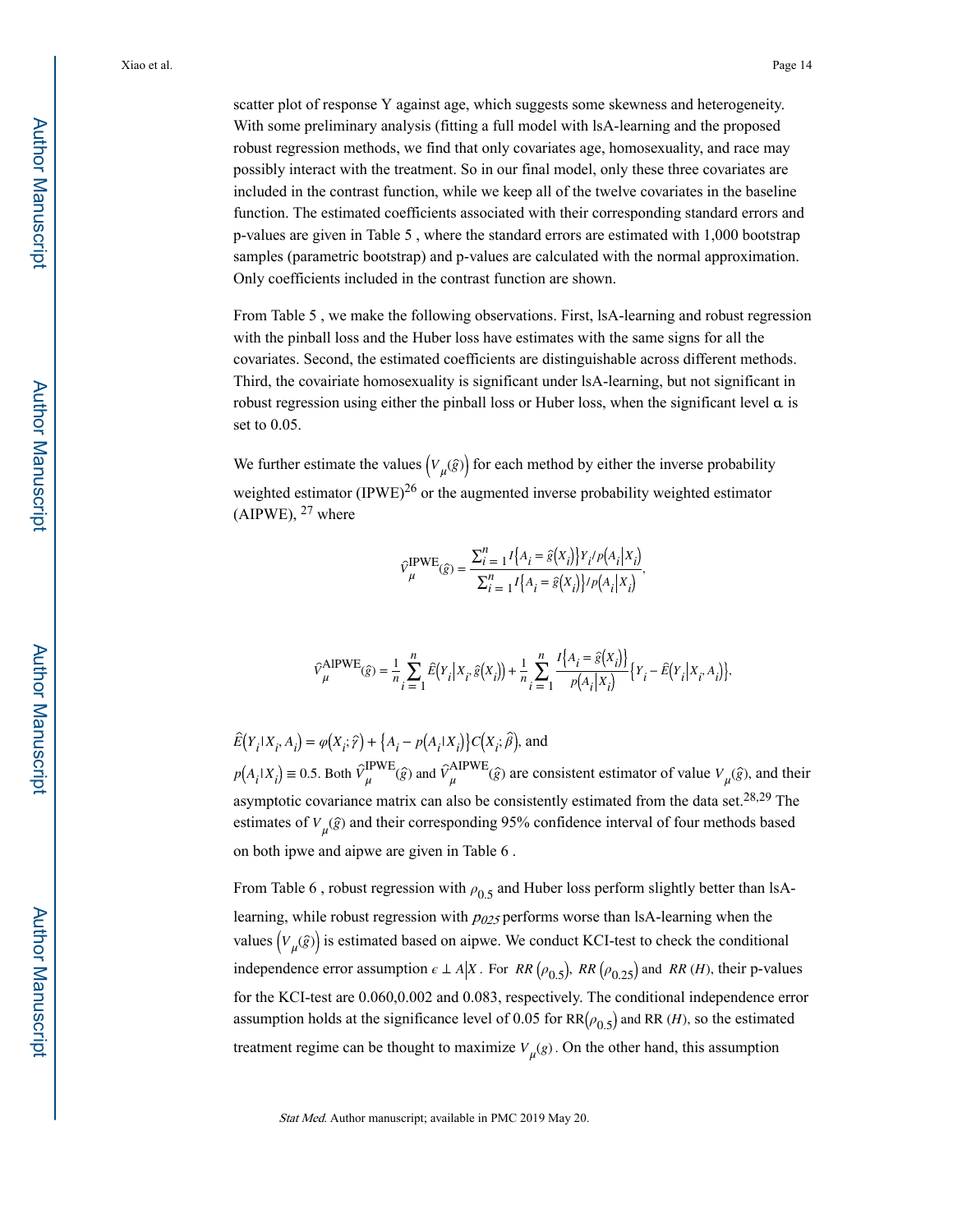scatter plot of response Y against age, which suggests some skewness and heterogeneity. With some preliminary analysis (fitting a full model with lsA-learning and the proposed robust regression methods, we find that only covariates age, homosexuality, and race may possibly interact with the treatment. So in our final model, only these three covariates are included in the contrast function, while we keep all of the twelve covariates in the baseline function. The estimated coefficients associated with their corresponding standard errors and p-values are given in Table 5 , where the standard errors are estimated with 1,000 bootstrap samples (parametric bootstrap) and p-values are calculated with the normal approximation. Only coefficients included in the contrast function are shown.

From Table 5 , we make the following observations. First, lsA-learning and robust regression with the pinball loss and the Huber loss have estimates with the same signs for all the covariates. Second, the estimated coefficients are distinguishable across different methods. Third, the covairiate homosexuality is significant under lsA-learning, but not significant in robust regression using either the pinball loss or Huber loss, when the significant level $\alpha$ is set to 0.05.

We further estimate the values $\left(V_{\mu}(\hat{g})\right)$ for each method by either the inverse probability weighted estimator (IPWE)[26] or the augmented inverse probability weighted estimator (AIPWE), [27] where

$$\hat{V}_{\mu}^{\mathrm{IPWE}}(\hat{g}) = \frac{\sum_{i=1}^{n} I\{A_i = \hat{g}(X_i)\} Y_i / p(A_i | X_i)}{\sum_{i=1}^{n} I\{A_i = \hat{g}(X_i)\} / p(A_i | X_i)},$$

$$\hat{V}_{\mu}^{\mathrm{AIPWE}}(\hat{g}) = \frac{1}{n} \sum_{i=1}^{n} \hat{E}\left(Y_i \middle| X_i, \hat{g}(X_i)\right) + \frac{1}{n} \sum_{i=1}^{n} \frac{I\{A_i = \hat{g}(X_i)\}}{p(A_i | X_i)} \left\{Y_i - \hat{E}\left(Y_i \middle| X_i, A_i\right)\right\},$$

$\hat{E}(Y_i | X_i, A_i) = \varphi(X_i; \hat{\gamma}) + \{A_i - p(A_i | X_i)\} C(X_i; \hat{\beta})$, and $p(A_i | X_i) \equiv 0.5$. Both $\hat{V}_{\mu}^{\mathrm{IPWE}}(\hat{g})$ and $\hat{V}_{\mu}^{\mathrm{AIPWE}}(\hat{g})$ are consistent estimator of value $V_{\mu}(\hat{g})$, and their asymptotic covariance matrix can also be consistently estimated from the data set.[28,29] The estimates of $V_{\mu}(\hat{g})$ and their corresponding 95% confidence interval of four methods based on both ipwe and aipwe are given in Table 6 .

From Table 6 , robust regression with $\rho_{0.5}$ and Huber loss perform slightly better than lsA-learning, while robust regression with $p_{025}$ performs worse than lsA-learning when the values $\left(V_{\mu}(\hat{g})\right)$ is estimated based on aipwe. We conduct KCI-test to check the conditional independence error assumption $\epsilon \perp A | X$ . For $RR\left(\rho_{0.5}\right)$, $RR\left(\rho_{0.25}\right)$ and $RR\,(H)$, their p-values for the KCI-test are 0.060,0.002 and 0.083, respectively. The conditional independence error assumption holds at the significance level of 0.05 for $\mathrm{RR}\left(\rho_{0.5}\right)$ and $\mathrm{RR}\,(H)$, so the estimated treatment regime can be thought to maximize $V_{\mu}(g)$. On the other hand, this assumption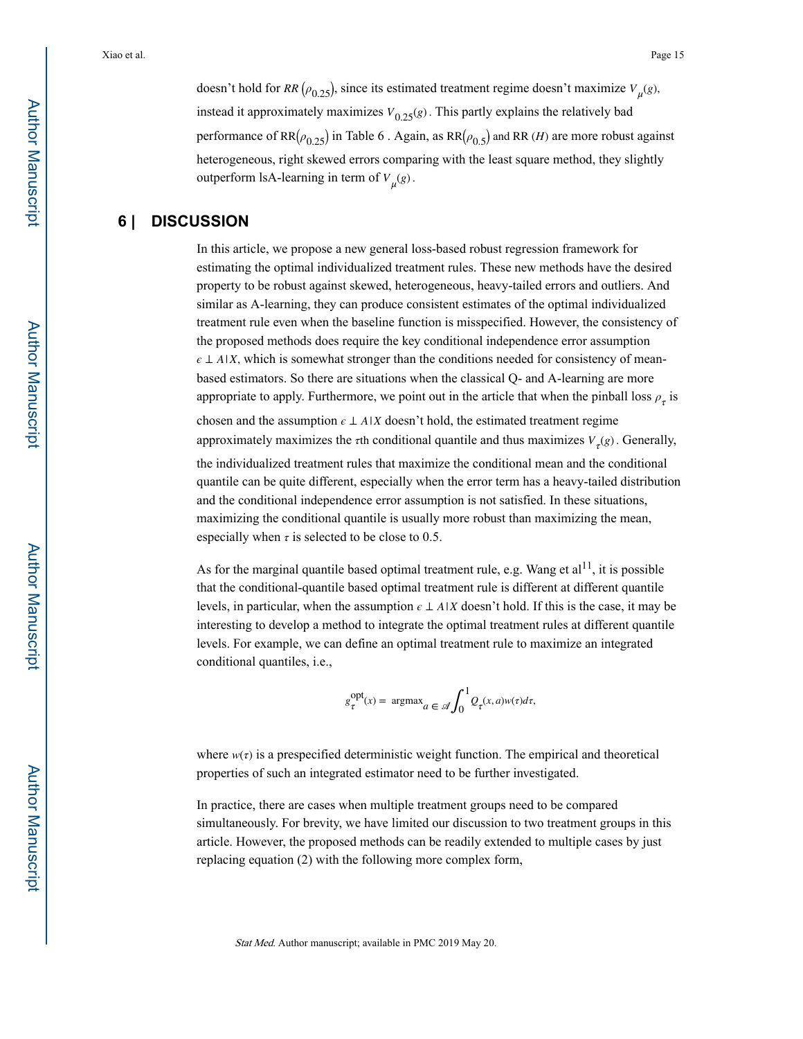doesn't hold for $RR(\rho_{0.25})$, since its estimated treatment regime doesn't maximize $V_{\mu}(g)$, instead it approximately maximizes $V_{0.25}(g)$. This partly explains the relatively bad performance of $\mathrm{RR}(\rho_{0.25})$ in Table 6 . Again, as $\mathrm{RR}(\rho_{0.5})$ and RR $(H)$ are more robust against heterogeneous, right skewed errors comparing with the least square method, they slightly outperform lsA-learning in term of $V_{\mu}(g)$.

## 6 | DISCUSSION

In this article, we propose a new general loss-based robust regression framework for estimating the optimal individualized treatment rules. These new methods have the desired property to be robust against skewed, heterogeneous, heavy-tailed errors and outliers. And similar as A-learning, they can produce consistent estimates of the optimal individualized treatment rule even when the baseline function is misspecified. However, the consistency of the proposed methods does require the key conditional independence error assumption $\epsilon \perp A|X$, which is somewhat stronger than the conditions needed for consistency of mean-based estimators. So there are situations when the classical Q- and A-learning are more appropriate to apply. Furthermore, we point out in the article that when the pinball loss $\rho_{\tau}$ is chosen and the assumption $\epsilon \perp A|X$ doesn't hold, the estimated treatment regime approximately maximizes the $\tau$th conditional quantile and thus maximizes $V_{\tau}(g)$. Generally, the individualized treatment rules that maximize the conditional mean and the conditional quantile can be quite different, especially when the error term has a heavy-tailed distribution and the conditional independence error assumption is not satisfied. In these situations, maximizing the conditional quantile is usually more robust than maximizing the mean, especially when $\tau$ is selected to be close to 0.5.

As for the marginal quantile based optimal treatment rule, e.g. Wang et al[11], it is possible that the conditional-quantile based optimal treatment rule is different at different quantile levels, in particular, when the assumption $\epsilon \perp A|X$ doesn't hold. If this is the case, it may be interesting to develop a method to integrate the optimal treatment rules at different quantile levels. For example, we can define an optimal treatment rule to maximize an integrated conditional quantiles, i.e.,

$$g_{\tau}^{\mathrm{opt}}(x) = \operatorname{argmax}_{a \in \mathscr{A}} \int_{0}^{1} Q_{\tau}(x, a) w(\tau) d\tau,$$

where $w(\tau)$ is a prespecified deterministic weight function. The empirical and theoretical properties of such an integrated estimator need to be further investigated.

In practice, there are cases when multiple treatment groups need to be compared simultaneously. For brevity, we have limited our discussion to two treatment groups in this article. However, the proposed methods can be readily extended to multiple cases by just replacing equation (2) with the following more complex form,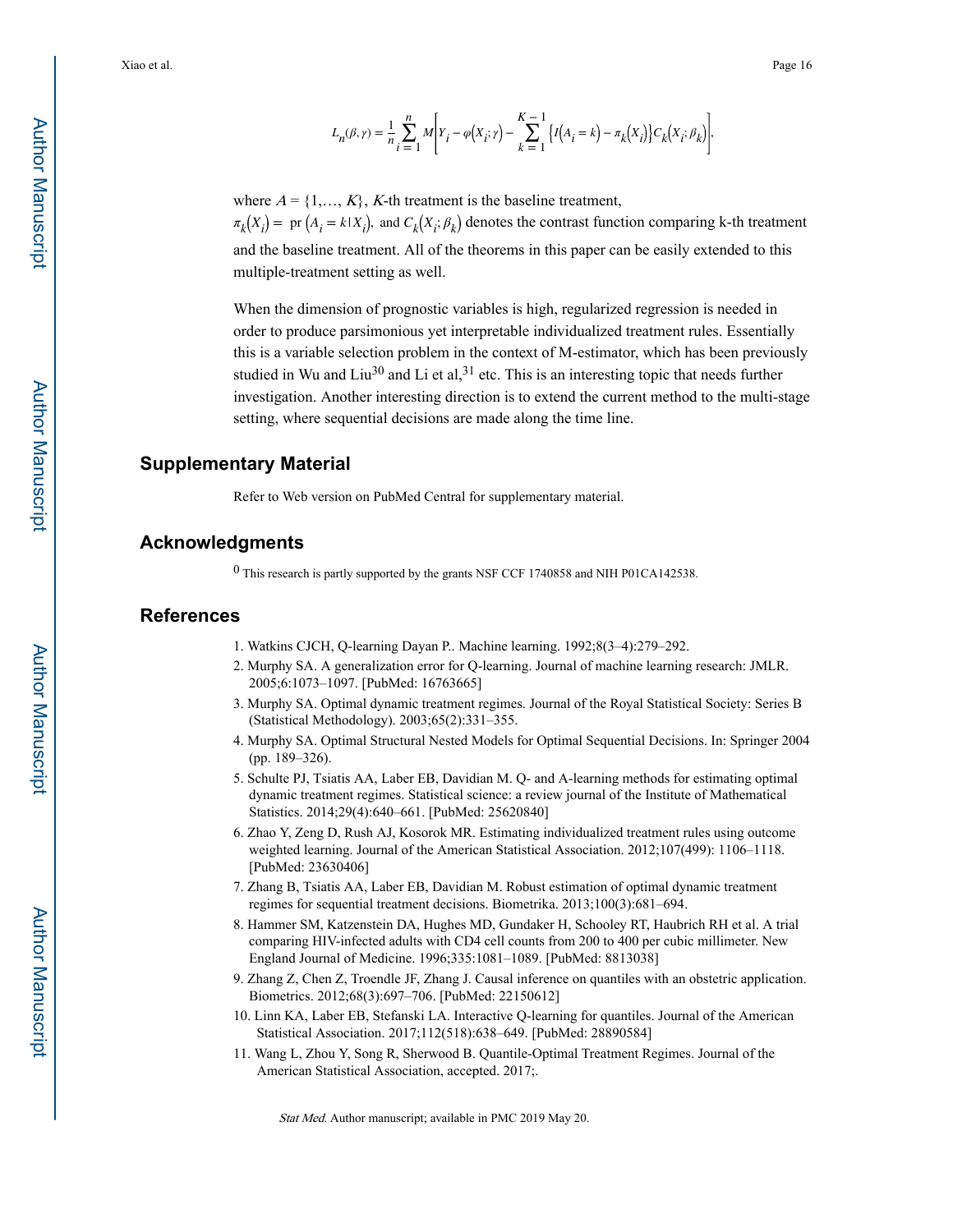$$L_n(\beta, \gamma) = \frac{1}{n}\sum_{i=1}^{n} M\left[Y_i - \varphi(X_i; \gamma) - \sum_{k=1}^{K-1}\left\{I(A_i = k) - \pi_k(X_i)\right\}C_k(X_i; \beta_k)\right],$$

where $A = \{1,\ldots, K\}$, $K$-th treatment is the baseline treatment, $\pi_k(X_i) = \text{pr}(A_i = k \mid X_i)$, and $C_k(X_i; \beta_k)$ denotes the contrast function comparing k-th treatment and the baseline treatment. All of the theorems in this paper can be easily extended to this multiple-treatment setting as well.

When the dimension of prognostic variables is high, regularized regression is needed in order to produce parsimonious yet interpretable individualized treatment rules. Essentially this is a variable selection problem in the context of M-estimator, which has been previously studied in Wu and Liu[30] and Li et al,[31] etc. This is an interesting topic that needs further investigation. Another interesting direction is to extend the current method to the multi-stage setting, where sequential decisions are made along the time line.

## Supplementary Material

Refer to Web version on PubMed Central for supplementary material.

## Acknowledgments

[0] This research is partly supported by the grants NSF CCF 1740858 and NIH P01CA142538.

## References

1. Watkins CJCH, Q-learning Dayan P.. Machine learning. 1992;8(3–4):279–292.
2. Murphy SA. A generalization error for Q-learning. Journal of machine learning research: JMLR. 2005;6:1073–1097. [PubMed: 16763665]
3. Murphy SA. Optimal dynamic treatment regimes. Journal of the Royal Statistical Society: Series B (Statistical Methodology). 2003;65(2):331–355.
4. Murphy SA. Optimal Structural Nested Models for Optimal Sequential Decisions. In: Springer 2004 (pp. 189–326).
5. Schulte PJ, Tsiatis AA, Laber EB, Davidian M. Q- and A-learning methods for estimating optimal dynamic treatment regimes. Statistical science: a review journal of the Institute of Mathematical Statistics. 2014;29(4):640–661. [PubMed: 25620840]
6. Zhao Y, Zeng D, Rush AJ, Kosorok MR. Estimating individualized treatment rules using outcome weighted learning. Journal of the American Statistical Association. 2012;107(499): 1106–1118. [PubMed: 23630406]
7. Zhang B, Tsiatis AA, Laber EB, Davidian M. Robust estimation of optimal dynamic treatment regimes for sequential treatment decisions. Biometrika. 2013;100(3):681–694.
8. Hammer SM, Katzenstein DA, Hughes MD, Gundaker H, Schooley RT, Haubrich RH et al. A trial comparing HIV-infected adults with CD4 cell counts from 200 to 400 per cubic millimeter. New England Journal of Medicine. 1996;335:1081–1089. [PubMed: 8813038]
9. Zhang Z, Chen Z, Troendle JF, Zhang J. Causal inference on quantiles with an obstetric application. Biometrics. 2012;68(3):697–706. [PubMed: 22150612]
10. Linn KA, Laber EB, Stefanski LA. Interactive Q-learning for quantiles. Journal of the American Statistical Association. 2017;112(518):638–649. [PubMed: 28890584]
11. Wang L, Zhou Y, Song R, Sherwood B. Quantile-Optimal Treatment Regimes. Journal of the American Statistical Association, accepted. 2017;.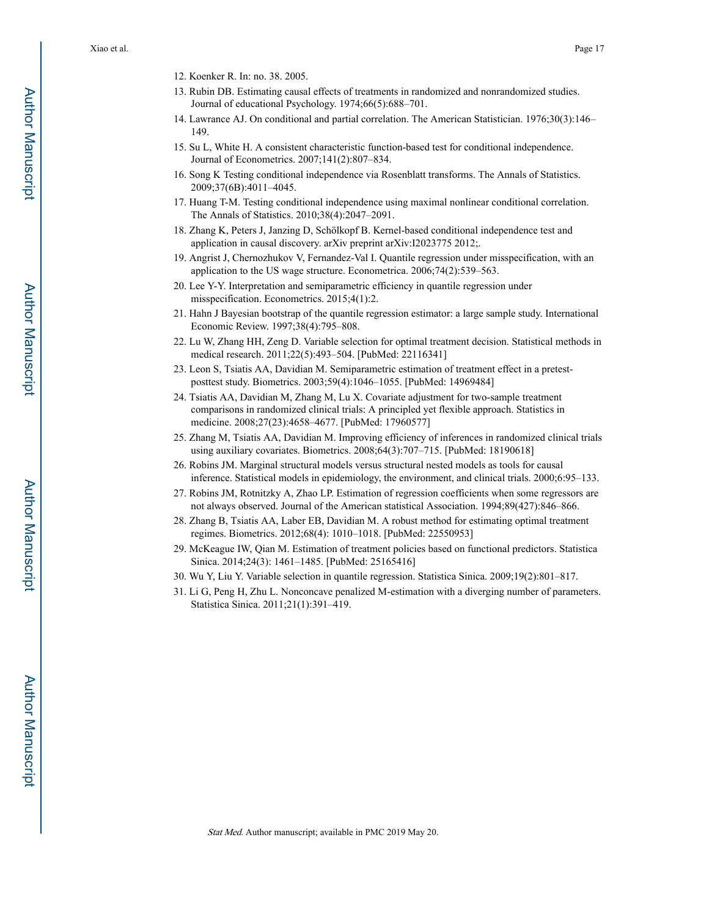12. Koenker R. In: no. 38. 2005.
13. Rubin DB. Estimating causal effects of treatments in randomized and nonrandomized studies. Journal of educational Psychology. 1974;66(5):688–701.
14. Lawrance AJ. On conditional and partial correlation. The American Statistician. 1976;30(3):146–149.
15. Su L, White H. A consistent characteristic function-based test for conditional independence. Journal of Econometrics. 2007;141(2):807–834.
16. Song K Testing conditional independence via Rosenblatt transforms. The Annals of Statistics. 2009;37(6B):4011–4045.
17. Huang T-M. Testing conditional independence using maximal nonlinear conditional correlation. The Annals of Statistics. 2010;38(4):2047–2091.
18. Zhang K, Peters J, Janzing D, Schölkopf B. Kernel-based conditional independence test and application in causal discovery. arXiv preprint arXiv:I2023775 2012;.
19. Angrist J, Chernozhukov V, Fernandez-Val I. Quantile regression under misspecification, with an application to the US wage structure. Econometrica. 2006;74(2):539–563.
20. Lee Y-Y. Interpretation and semiparametric efficiency in quantile regression under misspecification. Econometrics. 2015;4(1):2.
21. Hahn J Bayesian bootstrap of the quantile regression estimator: a large sample study. International Economic Review. 1997;38(4):795–808.
22. Lu W, Zhang HH, Zeng D. Variable selection for optimal treatment decision. Statistical methods in medical research. 2011;22(5):493–504. [PubMed: 22116341]
23. Leon S, Tsiatis AA, Davidian M. Semiparametric estimation of treatment effect in a pretest-posttest study. Biometrics. 2003;59(4):1046–1055. [PubMed: 14969484]
24. Tsiatis AA, Davidian M, Zhang M, Lu X. Covariate adjustment for two-sample treatment comparisons in randomized clinical trials: A principled yet flexible approach. Statistics in medicine. 2008;27(23):4658–4677. [PubMed: 17960577]
25. Zhang M, Tsiatis AA, Davidian M. Improving efficiency of inferences in randomized clinical trials using auxiliary covariates. Biometrics. 2008;64(3):707–715. [PubMed: 18190618]
26. Robins JM. Marginal structural models versus structural nested models as tools for causal inference. Statistical models in epidemiology, the environment, and clinical trials. 2000;6:95–133.
27. Robins JM, Rotnitzky A, Zhao LP. Estimation of regression coefficients when some regressors are not always observed. Journal of the American statistical Association. 1994;89(427):846–866.
28. Zhang B, Tsiatis AA, Laber EB, Davidian M. A robust method for estimating optimal treatment regimes. Biometrics. 2012;68(4): 1010–1018. [PubMed: 22550953]
29. McKeague IW, Qian M. Estimation of treatment policies based on functional predictors. Statistica Sinica. 2014;24(3): 1461–1485. [PubMed: 25165416]
30. Wu Y, Liu Y. Variable selection in quantile regression. Statistica Sinica. 2009;19(2):801–817.
31. Li G, Peng H, Zhu L. Nonconcave penalized M-estimation with a diverging number of parameters. Statistica Sinica. 2011;21(1):391–419.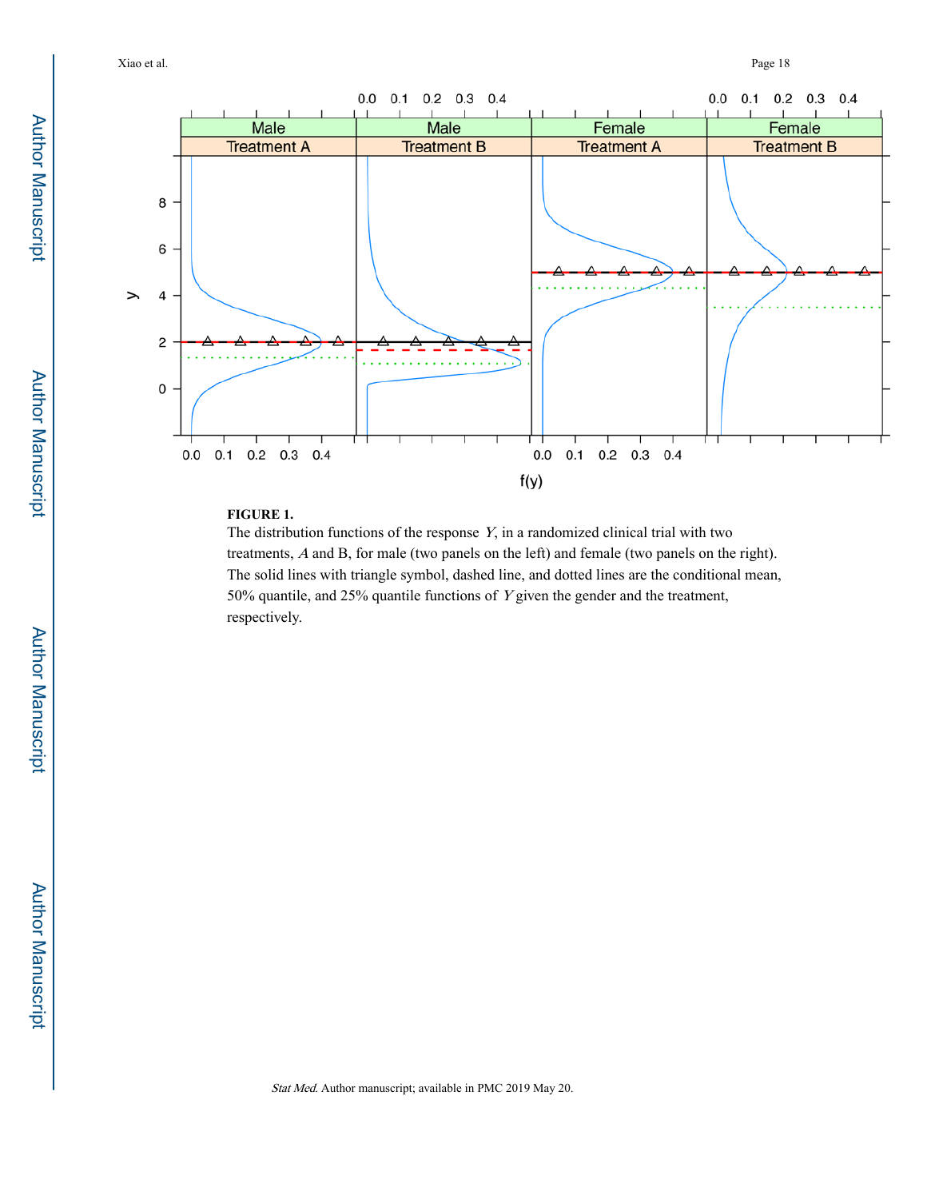**FIGURE 1.**

The distribution functions of the response $Y$, in a randomized clinical trial with two treatments, $A$ and B, for male (two panels on the left) and female (two panels on the right). The solid lines with triangle symbol, dashed line, and dotted lines are the conditional mean, 50% quantile, and 25% quantile functions of $Y$ given the gender and the treatment, respectively.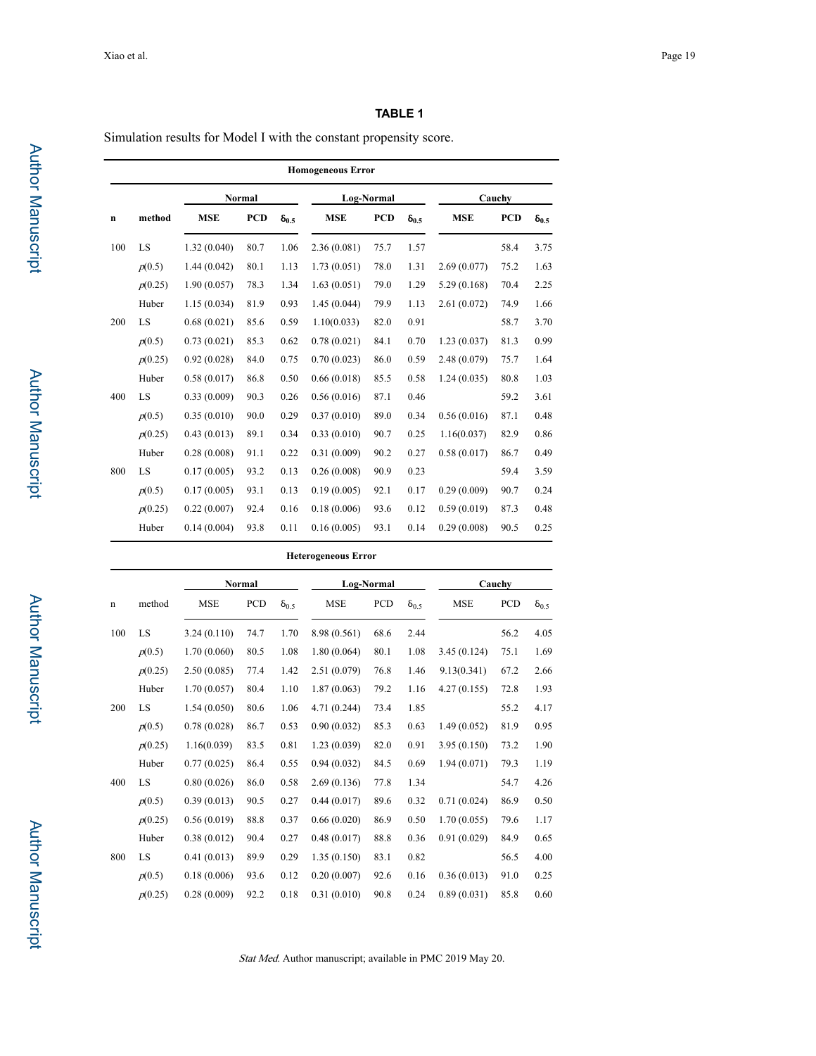**TABLE 1**

Simulation results for Model I with the constant propensity score.

**Homogeneous Error**

| n | method | Normal | | | Log-Normal | | | Cauchy | | |
|---|---|---|---|---|---|---|---|---|---|---|
| | | MSE | PCD | $\delta_{0.5}$ | MSE | PCD | $\delta_{0.5}$ | MSE | PCD | $\delta_{0.5}$ |
| 100 | LS | 1.32 (0.040) | 80.7 | 1.06 | 2.36 (0.081) | 75.7 | 1.57 | | 58.4 | 3.75 |
| | $\rho(0.5)$ | 1.44 (0.042) | 80.1 | 1.13 | 1.73 (0.051) | 78.0 | 1.31 | 2.69 (0.077) | 75.2 | 1.63 |
| | $\rho(0.25)$ | 1.90 (0.057) | 78.3 | 1.34 | 1.63 (0.051) | 79.0 | 1.29 | 5.29 (0.168) | 70.4 | 2.25 |
| | Huber | 1.15 (0.034) | 81.9 | 0.93 | 1.45 (0.044) | 79.9 | 1.13 | 2.61 (0.072) | 74.9 | 1.66 |
| 200 | LS | 0.68 (0.021) | 85.6 | 0.59 | 1.10(0.033) | 82.0 | 0.91 | | 58.7 | 3.70 |
| | $\rho(0.5)$ | 0.73 (0.021) | 85.3 | 0.62 | 0.78 (0.021) | 84.1 | 0.70 | 1.23 (0.037) | 81.3 | 0.99 |
| | $\rho(0.25)$ | 0.92 (0.028) | 84.0 | 0.75 | 0.70 (0.023) | 86.0 | 0.59 | 2.48 (0.079) | 75.7 | 1.64 |
| | Huber | 0.58 (0.017) | 86.8 | 0.50 | 0.66 (0.018) | 85.5 | 0.58 | 1.24 (0.035) | 80.8 | 1.03 |
| 400 | LS | 0.33 (0.009) | 90.3 | 0.26 | 0.56 (0.016) | 87.1 | 0.46 | | 59.2 | 3.61 |
| | $\rho(0.5)$ | 0.35 (0.010) | 90.0 | 0.29 | 0.37 (0.010) | 89.0 | 0.34 | 0.56 (0.016) | 87.1 | 0.48 |
| | $\rho(0.25)$ | 0.43 (0.013) | 89.1 | 0.34 | 0.33 (0.010) | 90.7 | 0.25 | 1.16(0.037) | 82.9 | 0.86 |
| | Huber | 0.28 (0.008) | 91.1 | 0.22 | 0.31 (0.009) | 90.2 | 0.27 | 0.58 (0.017) | 86.7 | 0.49 |
| 800 | LS | 0.17 (0.005) | 93.2 | 0.13 | 0.26 (0.008) | 90.9 | 0.23 | | 59.4 | 3.59 |
| | $\rho(0.5)$ | 0.17 (0.005) | 93.1 | 0.13 | 0.19 (0.005) | 92.1 | 0.17 | 0.29 (0.009) | 90.7 | 0.24 |
| | $\rho(0.25)$ | 0.22 (0.007) | 92.4 | 0.16 | 0.18 (0.006) | 93.6 | 0.12 | 0.59 (0.019) | 87.3 | 0.48 |
| | Huber | 0.14 (0.004) | 93.8 | 0.11 | 0.16 (0.005) | 93.1 | 0.14 | 0.29 (0.008) | 90.5 | 0.25 |

**Heterogeneous Error**

| n | method | Normal | | | Log-Normal | | | Cauchy | | |
|---|---|---|---|---|---|---|---|---|---|---|
| | | MSE | PCD | $\delta_{0.5}$ | MSE | PCD | $\delta_{0.5}$ | MSE | PCD | $\delta_{0.5}$ |
| 100 | LS | 3.24 (0.110) | 74.7 | 1.70 | 8.98 (0.561) | 68.6 | 2.44 | | 56.2 | 4.05 |
| | $\rho(0.5)$ | 1.70 (0.060) | 80.5 | 1.08 | 1.80 (0.064) | 80.1 | 1.08 | 3.45 (0.124) | 75.1 | 1.69 |
| | $\rho(0.25)$ | 2.50 (0.085) | 77.4 | 1.42 | 2.51 (0.079) | 76.8 | 1.46 | 9.13(0.341) | 67.2 | 2.66 |
| | Huber | 1.70 (0.057) | 80.4 | 1.10 | 1.87 (0.063) | 79.2 | 1.16 | 4.27 (0.155) | 72.8 | 1.93 |
| 200 | LS | 1.54 (0.050) | 80.6 | 1.06 | 4.71 (0.244) | 73.4 | 1.85 | | 55.2 | 4.17 |
| | $\rho(0.5)$ | 0.78 (0.028) | 86.7 | 0.53 | 0.90 (0.032) | 85.3 | 0.63 | 1.49 (0.052) | 81.9 | 0.95 |
| | $\rho(0.25)$ | 1.16(0.039) | 83.5 | 0.81 | 1.23 (0.039) | 82.0 | 0.91 | 3.95 (0.150) | 73.2 | 1.90 |
| | Huber | 0.77 (0.025) | 86.4 | 0.55 | 0.94 (0.032) | 84.5 | 0.69 | 1.94 (0.071) | 79.3 | 1.19 |
| 400 | LS | 0.80 (0.026) | 86.0 | 0.58 | 2.69 (0.136) | 77.8 | 1.34 | | 54.7 | 4.26 |
| | $\rho(0.5)$ | 0.39 (0.013) | 90.5 | 0.27 | 0.44 (0.017) | 89.6 | 0.32 | 0.71 (0.024) | 86.9 | 0.50 |
| | $\rho(0.25)$ | 0.56 (0.019) | 88.8 | 0.37 | 0.66 (0.020) | 86.9 | 0.50 | 1.70 (0.055) | 79.6 | 1.17 |
| | Huber | 0.38 (0.012) | 90.4 | 0.27 | 0.48 (0.017) | 88.8 | 0.36 | 0.91 (0.029) | 84.9 | 0.65 |
| 800 | LS | 0.41 (0.013) | 89.9 | 0.29 | 1.35 (0.150) | 83.1 | 0.82 | | 56.5 | 4.00 |
| | $\rho(0.5)$ | 0.18 (0.006) | 93.6 | 0.12 | 0.20 (0.007) | 92.6 | 0.16 | 0.36 (0.013) | 91.0 | 0.25 |
| | $\rho(0.25)$ | 0.28 (0.009) | 92.2 | 0.18 | 0.31 (0.010) | 90.8 | 0.24 | 0.89 (0.031) | 85.8 | 0.60 |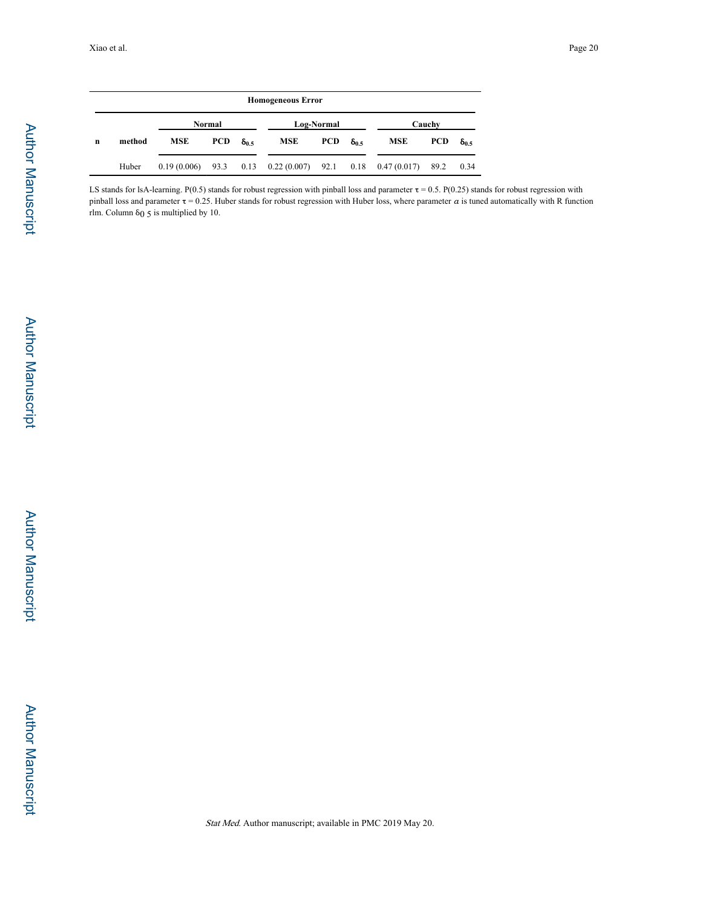| Homogeneous Error | | | | | | | | | | |
|---|---|---|---|---|---|---|---|---|---|---|
| | | Normal | | | Log-Normal | | | Cauchy | | |
| n | method | MSE | PCD | $\delta_{0.5}$ | MSE | PCD | $\delta_{0.5}$ | MSE | PCD | $\delta_{0.5}$ |
| | Huber | 0.19 (0.006) | 93.3 | 0.13 | 0.22 (0.007) | 92.1 | 0.18 | 0.47 (0.017) | 89.2 | 0.34 |

LS stands for lsA-learning. P(0.5) stands for robust regression with pinball loss and parameter $\tau = 0.5$. P(0.25) stands for robust regression with pinball loss and parameter $\tau = 0.25$. Huber stands for robust regression with Huber loss, where parameter $\alpha$ is tuned automatically with R function rlm. Column $\delta_{0.5}$ is multiplied by 10.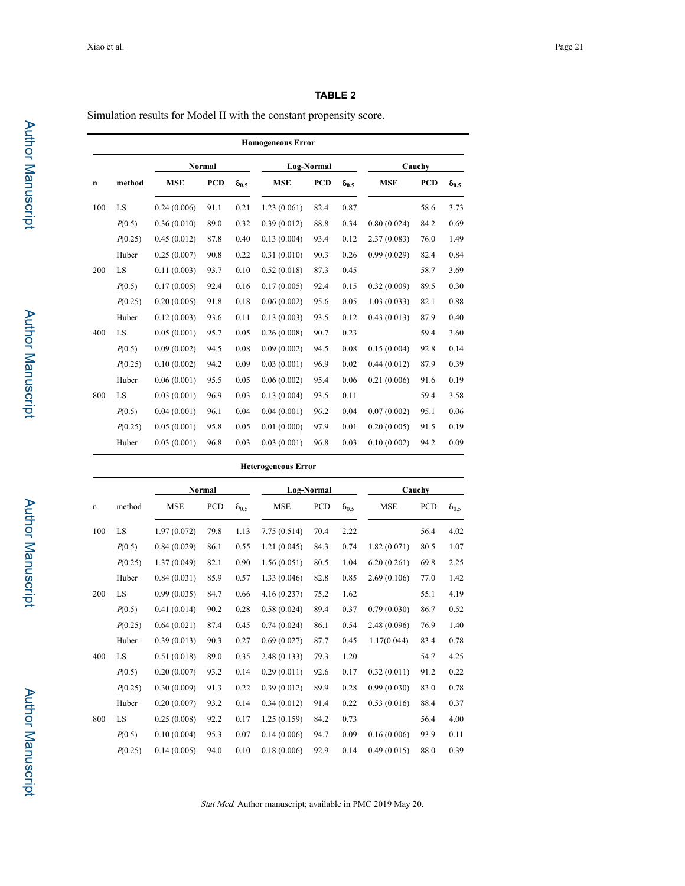**TABLE 2**

Simulation results for Model II with the constant propensity score.

| | | **Homogeneous Error** | | | | | | | | |
|---|---|---|---|---|---|---|---|---|---|---|
| | | **Normal** | | | **Log-Normal** | | | **Cauchy** | | |
| **n** | **method** | **MSE** | **PCD** | $\delta_{0.5}$ | **MSE** | **PCD** | $\delta_{0.5}$ | **MSE** | **PCD** | $\delta_{0.5}$ |
| 100 | LS | 0.24 (0.006) | 91.1 | 0.21 | 1.23 (0.061) | 82.4 | 0.87 | | 58.6 | 3.73 |
| | $P(0.5)$ | 0.36 (0.010) | 89.0 | 0.32 | 0.39 (0.012) | 88.8 | 0.34 | 0.80 (0.024) | 84.2 | 0.69 |
| | $P(0.25)$ | 0.45 (0.012) | 87.8 | 0.40 | 0.13 (0.004) | 93.4 | 0.12 | 2.37 (0.083) | 76.0 | 1.49 |
| | Huber | 0.25 (0.007) | 90.8 | 0.22 | 0.31 (0.010) | 90.3 | 0.26 | 0.99 (0.029) | 82.4 | 0.84 |
| 200 | LS | 0.11 (0.003) | 93.7 | 0.10 | 0.52 (0.018) | 87.3 | 0.45 | | 58.7 | 3.69 |
| | $P(0.5)$ | 0.17 (0.005) | 92.4 | 0.16 | 0.17 (0.005) | 92.4 | 0.15 | 0.32 (0.009) | 89.5 | 0.30 |
| | $P(0.25)$ | 0.20 (0.005) | 91.8 | 0.18 | 0.06 (0.002) | 95.6 | 0.05 | 1.03 (0.033) | 82.1 | 0.88 |
| | Huber | 0.12 (0.003) | 93.6 | 0.11 | 0.13 (0.003) | 93.5 | 0.12 | 0.43 (0.013) | 87.9 | 0.40 |
| 400 | LS | 0.05 (0.001) | 95.7 | 0.05 | 0.26 (0.008) | 90.7 | 0.23 | | 59.4 | 3.60 |
| | $P(0.5)$ | 0.09 (0.002) | 94.5 | 0.08 | 0.09 (0.002) | 94.5 | 0.08 | 0.15 (0.004) | 92.8 | 0.14 |
| | $P(0.25)$ | 0.10 (0.002) | 94.2 | 0.09 | 0.03 (0.001) | 96.9 | 0.02 | 0.44 (0.012) | 87.9 | 0.39 |
| | Huber | 0.06 (0.001) | 95.5 | 0.05 | 0.06 (0.002) | 95.4 | 0.06 | 0.21 (0.006) | 91.6 | 0.19 |
| 800 | LS | 0.03 (0.001) | 96.9 | 0.03 | 0.13 (0.004) | 93.5 | 0.11 | | 59.4 | 3.58 |
| | $P(0.5)$ | 0.04 (0.001) | 96.1 | 0.04 | 0.04 (0.001) | 96.2 | 0.04 | 0.07 (0.002) | 95.1 | 0.06 |
| | $P(0.25)$ | 0.05 (0.001) | 95.8 | 0.05 | 0.01 (0.000) | 97.9 | 0.01 | 0.20 (0.005) | 91.5 | 0.19 |
| | Huber | 0.03 (0.001) | 96.8 | 0.03 | 0.03 (0.001) | 96.8 | 0.03 | 0.10 (0.002) | 94.2 | 0.09 |

| | | **Heterogeneous Error** | | | | | | | | |
|---|---|---|---|---|---|---|---|---|---|---|
| | | **Normal** | | | **Log-Normal** | | | **Cauchy** | | |
| n | method | MSE | PCD | $\delta_{0.5}$ | MSE | PCD | $\delta_{0.5}$ | MSE | PCD | $\delta_{0.5}$ |
| 100 | LS | 1.97 (0.072) | 79.8 | 1.13 | 7.75 (0.514) | 70.4 | 2.22 | | 56.4 | 4.02 |
| | $P(0.5)$ | 0.84 (0.029) | 86.1 | 0.55 | 1.21 (0.045) | 84.3 | 0.74 | 1.82 (0.071) | 80.5 | 1.07 |
| | $P(0.25)$ | 1.37 (0.049) | 82.1 | 0.90 | 1.56 (0.051) | 80.5 | 1.04 | 6.20 (0.261) | 69.8 | 2.25 |
| | Huber | 0.84 (0.031) | 85.9 | 0.57 | 1.33 (0.046) | 82.8 | 0.85 | 2.69 (0.106) | 77.0 | 1.42 |
| 200 | LS | 0.99 (0.035) | 84.7 | 0.66 | 4.16 (0.237) | 75.2 | 1.62 | | 55.1 | 4.19 |
| | $P(0.5)$ | 0.41 (0.014) | 90.2 | 0.28 | 0.58 (0.024) | 89.4 | 0.37 | 0.79 (0.030) | 86.7 | 0.52 |
| | $P(0.25)$ | 0.64 (0.021) | 87.4 | 0.45 | 0.74 (0.024) | 86.1 | 0.54 | 2.48 (0.096) | 76.9 | 1.40 |
| | Huber | 0.39 (0.013) | 90.3 | 0.27 | 0.69 (0.027) | 87.7 | 0.45 | 1.17(0.044) | 83.4 | 0.78 |
| 400 | LS | 0.51 (0.018) | 89.0 | 0.35 | 2.48 (0.133) | 79.3 | 1.20 | | 54.7 | 4.25 |
| | $P(0.5)$ | 0.20 (0.007) | 93.2 | 0.14 | 0.29 (0.011) | 92.6 | 0.17 | 0.32 (0.011) | 91.2 | 0.22 |
| | $P(0.25)$ | 0.30 (0.009) | 91.3 | 0.22 | 0.39 (0.012) | 89.9 | 0.28 | 0.99 (0.030) | 83.0 | 0.78 |
| | Huber | 0.20 (0.007) | 93.2 | 0.14 | 0.34 (0.012) | 91.4 | 0.22 | 0.53 (0.016) | 88.4 | 0.37 |
| 800 | LS | 0.25 (0.008) | 92.2 | 0.17 | 1.25 (0.159) | 84.2 | 0.73 | | 56.4 | 4.00 |
| | $P(0.5)$ | 0.10 (0.004) | 95.3 | 0.07 | 0.14 (0.006) | 94.7 | 0.09 | 0.16 (0.006) | 93.9 | 0.11 |
| | $P(0.25)$ | 0.14 (0.005) | 94.0 | 0.10 | 0.18 (0.006) | 92.9 | 0.14 | 0.49 (0.015) | 88.0 | 0.39 |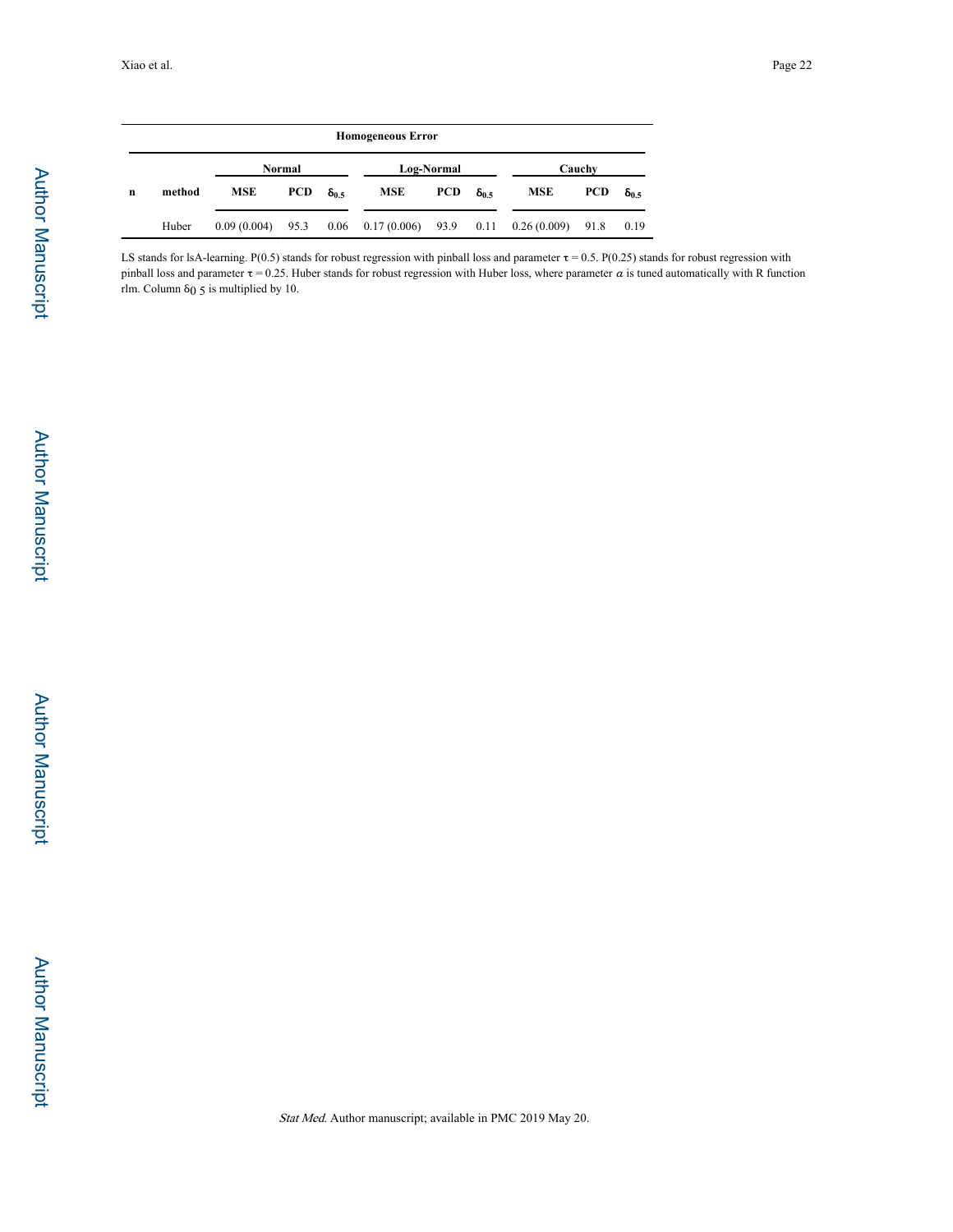| Homogeneous Error | | | | | | | | | | |
|---|---|---|---|---|---|---|---|---|---|---|
| | | Normal | | | Log-Normal | | | Cauchy | | |
| n | method | MSE | PCD | $\delta_{0.5}$ | MSE | PCD | $\delta_{0.5}$ | MSE | PCD | $\delta_{0.5}$ |
| | Huber | 0.09 (0.004) | 95.3 | 0.06 | 0.17 (0.006) | 93.9 | 0.11 | 0.26 (0.009) | 91.8 | 0.19 |

LS stands for lsA-learning. P(0.5) stands for robust regression with pinball loss and parameter $\tau = 0.5$. P(0.25) stands for robust regression with pinball loss and parameter $\tau = 0.25$. Huber stands for robust regression with Huber loss, where parameter $\alpha$ is tuned automatically with R function rlm. Column $\delta_{0.5}$ is multiplied by 10.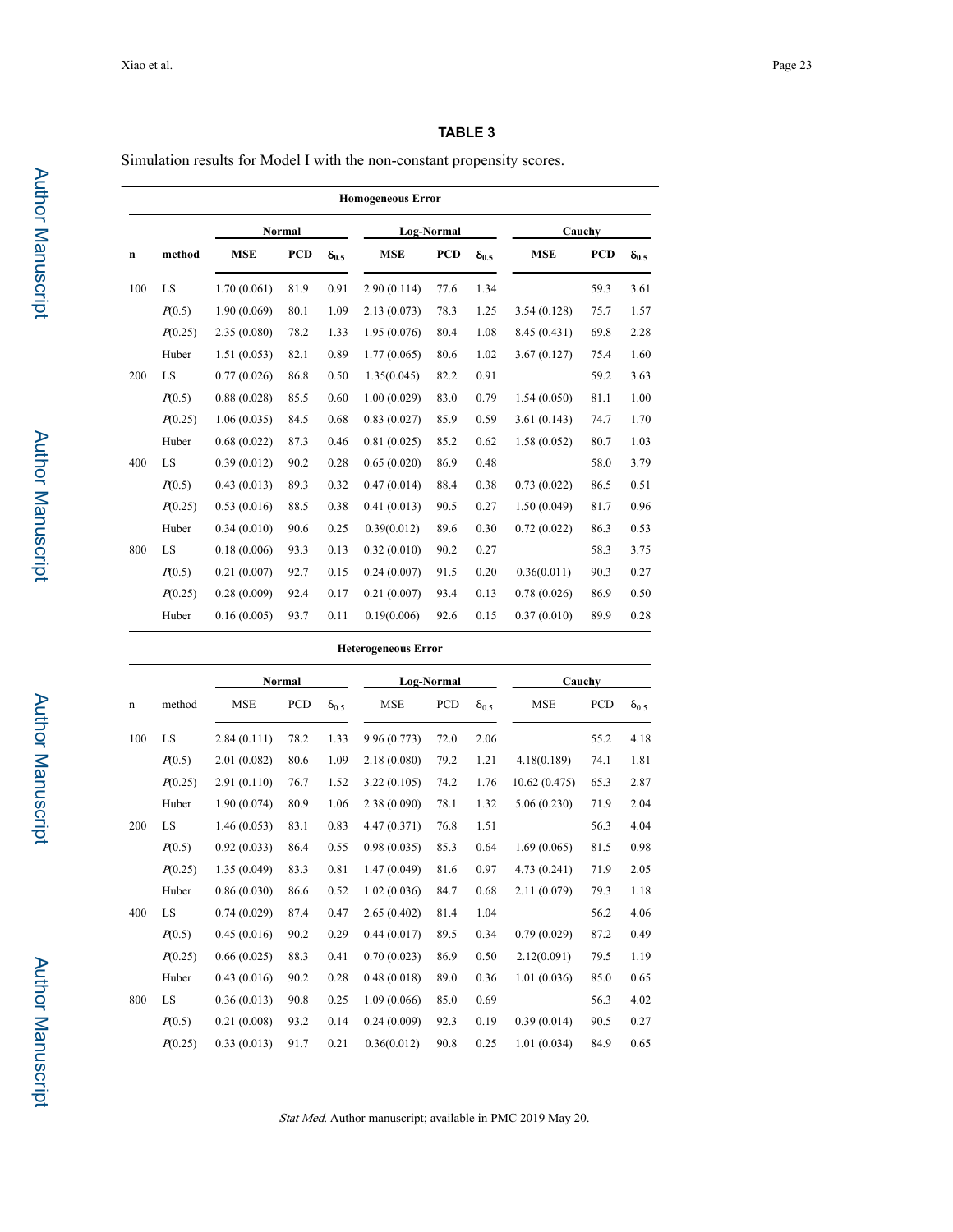**TABLE 3**

Simulation results for Model I with the non-constant propensity scores.

| | | **Homogeneous Error** | | | | | | | | |
|---|---|---|---|---|---|---|---|---|---|---|
| | | **Normal** | | | **Log-Normal** | | | **Cauchy** | | |
| **n** | **method** | **MSE** | **PCD** | $\delta_{0.5}$ | **MSE** | **PCD** | $\delta_{0.5}$ | **MSE** | **PCD** | $\delta_{0.5}$ |
| 100 | LS | 1.70 (0.061) | 81.9 | 0.91 | 2.90 (0.114) | 77.6 | 1.34 | | 59.3 | 3.61 |
| | $P(0.5)$ | 1.90 (0.069) | 80.1 | 1.09 | 2.13 (0.073) | 78.3 | 1.25 | 3.54 (0.128) | 75.7 | 1.57 |
| | $P(0.25)$ | 2.35 (0.080) | 78.2 | 1.33 | 1.95 (0.076) | 80.4 | 1.08 | 8.45 (0.431) | 69.8 | 2.28 |
| | Huber | 1.51 (0.053) | 82.1 | 0.89 | 1.77 (0.065) | 80.6 | 1.02 | 3.67 (0.127) | 75.4 | 1.60 |
| 200 | LS | 0.77 (0.026) | 86.8 | 0.50 | 1.35(0.045) | 82.2 | 0.91 | | 59.2 | 3.63 |
| | $P(0.5)$ | 0.88 (0.028) | 85.5 | 0.60 | 1.00 (0.029) | 83.0 | 0.79 | 1.54 (0.050) | 81.1 | 1.00 |
| | $P(0.25)$ | 1.06 (0.035) | 84.5 | 0.68 | 0.83 (0.027) | 85.9 | 0.59 | 3.61 (0.143) | 74.7 | 1.70 |
| | Huber | 0.68 (0.022) | 87.3 | 0.46 | 0.81 (0.025) | 85.2 | 0.62 | 1.58 (0.052) | 80.7 | 1.03 |
| 400 | LS | 0.39 (0.012) | 90.2 | 0.28 | 0.65 (0.020) | 86.9 | 0.48 | | 58.0 | 3.79 |
| | $P(0.5)$ | 0.43 (0.013) | 89.3 | 0.32 | 0.47 (0.014) | 88.4 | 0.38 | 0.73 (0.022) | 86.5 | 0.51 |
| | $P(0.25)$ | 0.53 (0.016) | 88.5 | 0.38 | 0.41 (0.013) | 90.5 | 0.27 | 1.50 (0.049) | 81.7 | 0.96 |
| | Huber | 0.34 (0.010) | 90.6 | 0.25 | 0.39(0.012) | 89.6 | 0.30 | 0.72 (0.022) | 86.3 | 0.53 |
| 800 | LS | 0.18 (0.006) | 93.3 | 0.13 | 0.32 (0.010) | 90.2 | 0.27 | | 58.3 | 3.75 |
| | $P(0.5)$ | 0.21 (0.007) | 92.7 | 0.15 | 0.24 (0.007) | 91.5 | 0.20 | 0.36(0.011) | 90.3 | 0.27 |
| | $P(0.25)$ | 0.28 (0.009) | 92.4 | 0.17 | 0.21 (0.007) | 93.4 | 0.13 | 0.78 (0.026) | 86.9 | 0.50 |
| | Huber | 0.16 (0.005) | 93.7 | 0.11 | 0.19(0.006) | 92.6 | 0.15 | 0.37 (0.010) | 89.9 | 0.28 |

| | | **Heterogeneous Error** | | | | | | | | |
|---|---|---|---|---|---|---|---|---|---|---|
| | | **Normal** | | | **Log-Normal** | | | **Cauchy** | | |
| n | method | MSE | PCD | $\delta_{0.5}$ | MSE | PCD | $\delta_{0.5}$ | MSE | PCD | $\delta_{0.5}$ |
| 100 | LS | 2.84 (0.111) | 78.2 | 1.33 | 9.96 (0.773) | 72.0 | 2.06 | | 55.2 | 4.18 |
| | $P(0.5)$ | 2.01 (0.082) | 80.6 | 1.09 | 2.18 (0.080) | 79.2 | 1.21 | 4.18(0.189) | 74.1 | 1.81 |
| | $P(0.25)$ | 2.91 (0.110) | 76.7 | 1.52 | 3.22 (0.105) | 74.2 | 1.76 | 10.62 (0.475) | 65.3 | 2.87 |
| | Huber | 1.90 (0.074) | 80.9 | 1.06 | 2.38 (0.090) | 78.1 | 1.32 | 5.06 (0.230) | 71.9 | 2.04 |
| 200 | LS | 1.46 (0.053) | 83.1 | 0.83 | 4.47 (0.371) | 76.8 | 1.51 | | 56.3 | 4.04 |
| | $P(0.5)$ | 0.92 (0.033) | 86.4 | 0.55 | 0.98 (0.035) | 85.3 | 0.64 | 1.69 (0.065) | 81.5 | 0.98 |
| | $P(0.25)$ | 1.35 (0.049) | 83.3 | 0.81 | 1.47 (0.049) | 81.6 | 0.97 | 4.73 (0.241) | 71.9 | 2.05 |
| | Huber | 0.86 (0.030) | 86.6 | 0.52 | 1.02 (0.036) | 84.7 | 0.68 | 2.11 (0.079) | 79.3 | 1.18 |
| 400 | LS | 0.74 (0.029) | 87.4 | 0.47 | 2.65 (0.402) | 81.4 | 1.04 | | 56.2 | 4.06 |
| | $P(0.5)$ | 0.45 (0.016) | 90.2 | 0.29 | 0.44 (0.017) | 89.5 | 0.34 | 0.79 (0.029) | 87.2 | 0.49 |
| | $P(0.25)$ | 0.66 (0.025) | 88.3 | 0.41 | 0.70 (0.023) | 86.9 | 0.50 | 2.12(0.091) | 79.5 | 1.19 |
| | Huber | 0.43 (0.016) | 90.2 | 0.28 | 0.48 (0.018) | 89.0 | 0.36 | 1.01 (0.036) | 85.0 | 0.65 |
| 800 | LS | 0.36 (0.013) | 90.8 | 0.25 | 1.09 (0.066) | 85.0 | 0.69 | | 56.3 | 4.02 |
| | $P(0.5)$ | 0.21 (0.008) | 93.2 | 0.14 | 0.24 (0.009) | 92.3 | 0.19 | 0.39 (0.014) | 90.5 | 0.27 |
| | $P(0.25)$ | 0.33 (0.013) | 91.7 | 0.21 | 0.36(0.012) | 90.8 | 0.25 | 1.01 (0.034) | 84.9 | 0.65 |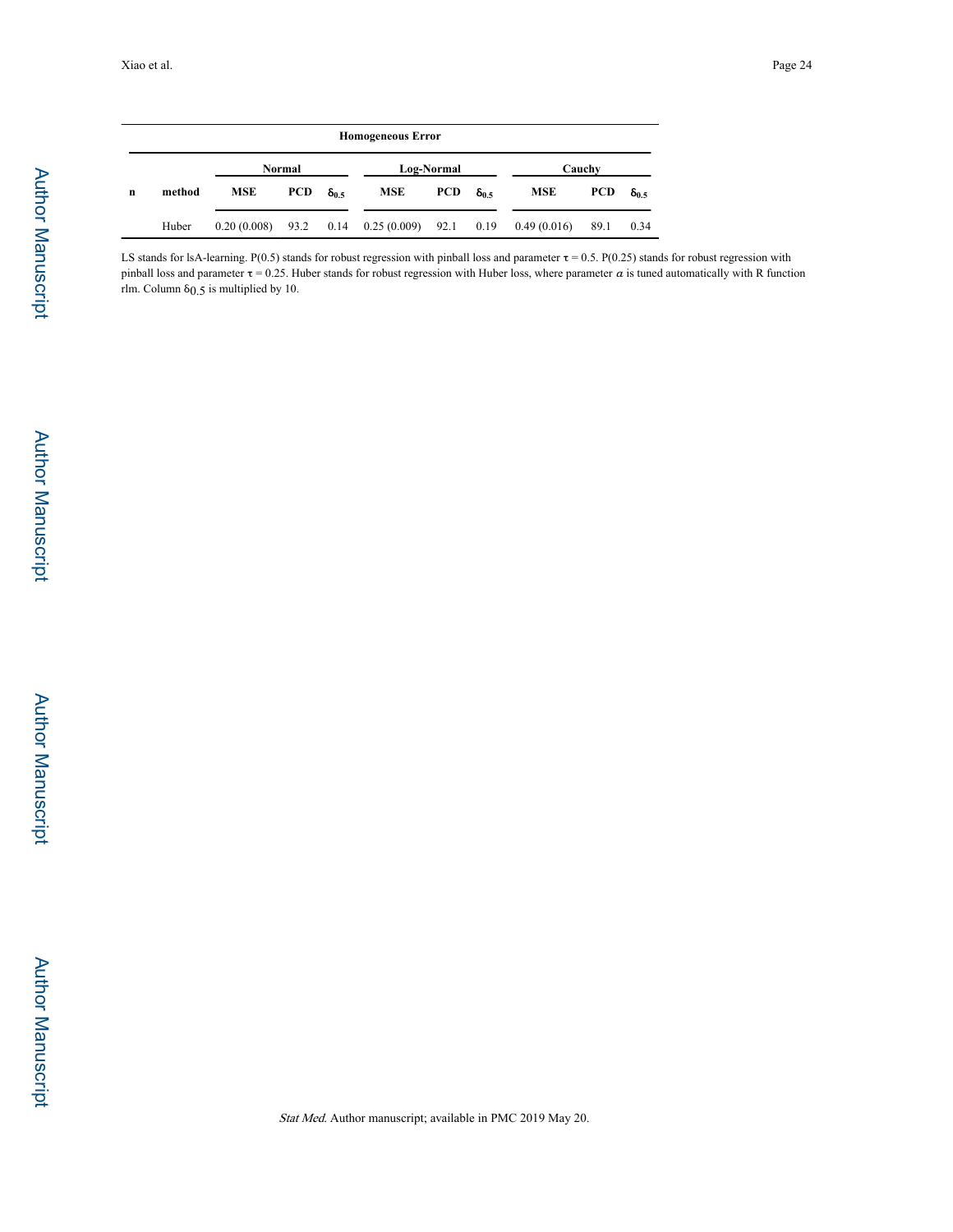| Homogeneous Error | | | | | | | | | | |
|---|---|---|---|---|---|---|---|---|---|---|
| | | Normal | | | Log-Normal | | | Cauchy | | |
| **n** | **method** | **MSE** | **PCD** | $\delta_{0.5}$ | **MSE** | **PCD** | $\delta_{0.5}$ | **MSE** | **PCD** | $\delta_{0.5}$ |
| | Huber | 0.20 (0.008) | 93.2 | 0.14 | 0.25 (0.009) | 92.1 | 0.19 | 0.49 (0.016) | 89.1 | 0.34 |

LS stands for lsA-learning. P(0.5) stands for robust regression with pinball loss and parameter $\tau = 0.5$. P(0.25) stands for robust regression with pinball loss and parameter $\tau = 0.25$. Huber stands for robust regression with Huber loss, where parameter $\alpha$ is tuned automatically with R function rlm. Column $\delta_{0.5}$ is multiplied by 10.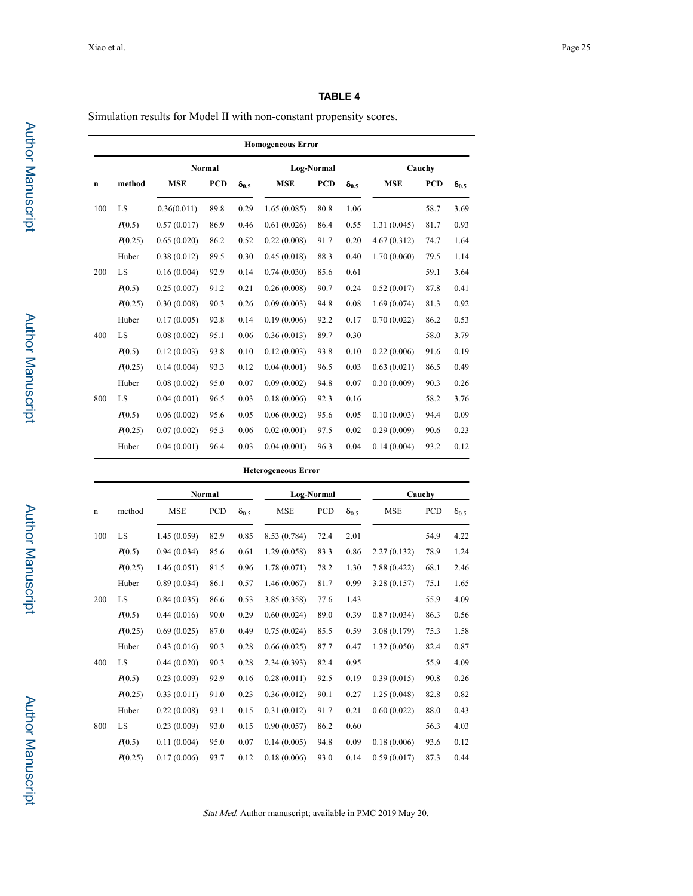**TABLE 4**

Simulation results for Model II with non-constant propensity scores.

| | | | | | | | | | | |
|---|---|---|---|---|---|---|---|---|---|---|
| **Homogeneous Error** | | | | | | | | | | |
| | | **Normal** | | | **Log-Normal** | | | **Cauchy** | | |
| **n** | **method** | **MSE** | **PCD** | $\delta_{0.5}$ | **MSE** | **PCD** | $\delta_{0.5}$ | **MSE** | **PCD** | $\delta_{0.5}$ |
| 100 | LS | 0.36(0.011) | 89.8 | 0.29 | 1.65 (0.085) | 80.8 | 1.06 | | 58.7 | 3.69 |
| | $P(0.5)$ | 0.57 (0.017) | 86.9 | 0.46 | 0.61 (0.026) | 86.4 | 0.55 | 1.31 (0.045) | 81.7 | 0.93 |
| | $P(0.25)$ | 0.65 (0.020) | 86.2 | 0.52 | 0.22 (0.008) | 91.7 | 0.20 | 4.67 (0.312) | 74.7 | 1.64 |
| | Huber | 0.38 (0.012) | 89.5 | 0.30 | 0.45 (0.018) | 88.3 | 0.40 | 1.70 (0.060) | 79.5 | 1.14 |
| 200 | LS | 0.16 (0.004) | 92.9 | 0.14 | 0.74 (0.030) | 85.6 | 0.61 | | 59.1 | 3.64 |
| | $P(0.5)$ | 0.25 (0.007) | 91.2 | 0.21 | 0.26 (0.008) | 90.7 | 0.24 | 0.52 (0.017) | 87.8 | 0.41 |
| | $P(0.25)$ | 0.30 (0.008) | 90.3 | 0.26 | 0.09 (0.003) | 94.8 | 0.08 | 1.69 (0.074) | 81.3 | 0.92 |
| | Huber | 0.17 (0.005) | 92.8 | 0.14 | 0.19 (0.006) | 92.2 | 0.17 | 0.70 (0.022) | 86.2 | 0.53 |
| 400 | LS | 0.08 (0.002) | 95.1 | 0.06 | 0.36 (0.013) | 89.7 | 0.30 | | 58.0 | 3.79 |
| | $P(0.5)$ | 0.12 (0.003) | 93.8 | 0.10 | 0.12 (0.003) | 93.8 | 0.10 | 0.22 (0.006) | 91.6 | 0.19 |
| | $P(0.25)$ | 0.14 (0.004) | 93.3 | 0.12 | 0.04 (0.001) | 96.5 | 0.03 | 0.63 (0.021) | 86.5 | 0.49 |
| | Huber | 0.08 (0.002) | 95.0 | 0.07 | 0.09 (0.002) | 94.8 | 0.07 | 0.30 (0.009) | 90.3 | 0.26 |
| 800 | LS | 0.04 (0.001) | 96.5 | 0.03 | 0.18 (0.006) | 92.3 | 0.16 | | 58.2 | 3.76 |
| | $P(0.5)$ | 0.06 (0.002) | 95.6 | 0.05 | 0.06 (0.002) | 95.6 | 0.05 | 0.10 (0.003) | 94.4 | 0.09 |
| | $P(0.25)$ | 0.07 (0.002) | 95.3 | 0.06 | 0.02 (0.001) | 97.5 | 0.02 | 0.29 (0.009) | 90.6 | 0.23 |
| | Huber | 0.04 (0.001) | 96.4 | 0.03 | 0.04 (0.001) | 96.3 | 0.04 | 0.14 (0.004) | 93.2 | 0.12 |
| **Heterogeneous Error** | | | | | | | | | | |
| | | **Normal** | | | **Log-Normal** | | | **Cauchy** | | |
| n | method | MSE | PCD | $\delta_{0.5}$ | MSE | PCD | $\delta_{0.5}$ | MSE | PCD | $\delta_{0.5}$ |
| 100 | LS | 1.45 (0.059) | 82.9 | 0.85 | 8.53 (0.784) | 72.4 | 2.01 | | 54.9 | 4.22 |
| | $P(0.5)$ | 0.94 (0.034) | 85.6 | 0.61 | 1.29 (0.058) | 83.3 | 0.86 | 2.27 (0.132) | 78.9 | 1.24 |
| | $P(0.25)$ | 1.46 (0.051) | 81.5 | 0.96 | 1.78 (0.071) | 78.2 | 1.30 | 7.88 (0.422) | 68.1 | 2.46 |
| | Huber | 0.89 (0.034) | 86.1 | 0.57 | 1.46 (0.067) | 81.7 | 0.99 | 3.28 (0.157) | 75.1 | 1.65 |
| 200 | LS | 0.84 (0.035) | 86.6 | 0.53 | 3.85 (0.358) | 77.6 | 1.43 | | 55.9 | 4.09 |
| | $P(0.5)$ | 0.44 (0.016) | 90.0 | 0.29 | 0.60 (0.024) | 89.0 | 0.39 | 0.87 (0.034) | 86.3 | 0.56 |
| | $P(0.25)$ | 0.69 (0.025) | 87.0 | 0.49 | 0.75 (0.024) | 85.5 | 0.59 | 3.08 (0.179) | 75.3 | 1.58 |
| | Huber | 0.43 (0.016) | 90.3 | 0.28 | 0.66 (0.025) | 87.7 | 0.47 | 1.32 (0.050) | 82.4 | 0.87 |
| 400 | LS | 0.44 (0.020) | 90.3 | 0.28 | 2.34 (0.393) | 82.4 | 0.95 | | 55.9 | 4.09 |
| | $P(0.5)$ | 0.23 (0.009) | 92.9 | 0.16 | 0.28 (0.011) | 92.5 | 0.19 | 0.39 (0.015) | 90.8 | 0.26 |
| | $P(0.25)$ | 0.33 (0.011) | 91.0 | 0.23 | 0.36 (0.012) | 90.1 | 0.27 | 1.25 (0.048) | 82.8 | 0.82 |
| | Huber | 0.22 (0.008) | 93.1 | 0.15 | 0.31 (0.012) | 91.7 | 0.21 | 0.60 (0.022) | 88.0 | 0.43 |
| 800 | LS | 0.23 (0.009) | 93.0 | 0.15 | 0.90 (0.057) | 86.2 | 0.60 | | 56.3 | 4.03 |
| | $P(0.5)$ | 0.11 (0.004) | 95.0 | 0.07 | 0.14 (0.005) | 94.8 | 0.09 | 0.18 (0.006) | 93.6 | 0.12 |
| | $P(0.25)$ | 0.17 (0.006) | 93.7 | 0.12 | 0.18 (0.006) | 93.0 | 0.14 | 0.59 (0.017) | 87.3 | 0.44 |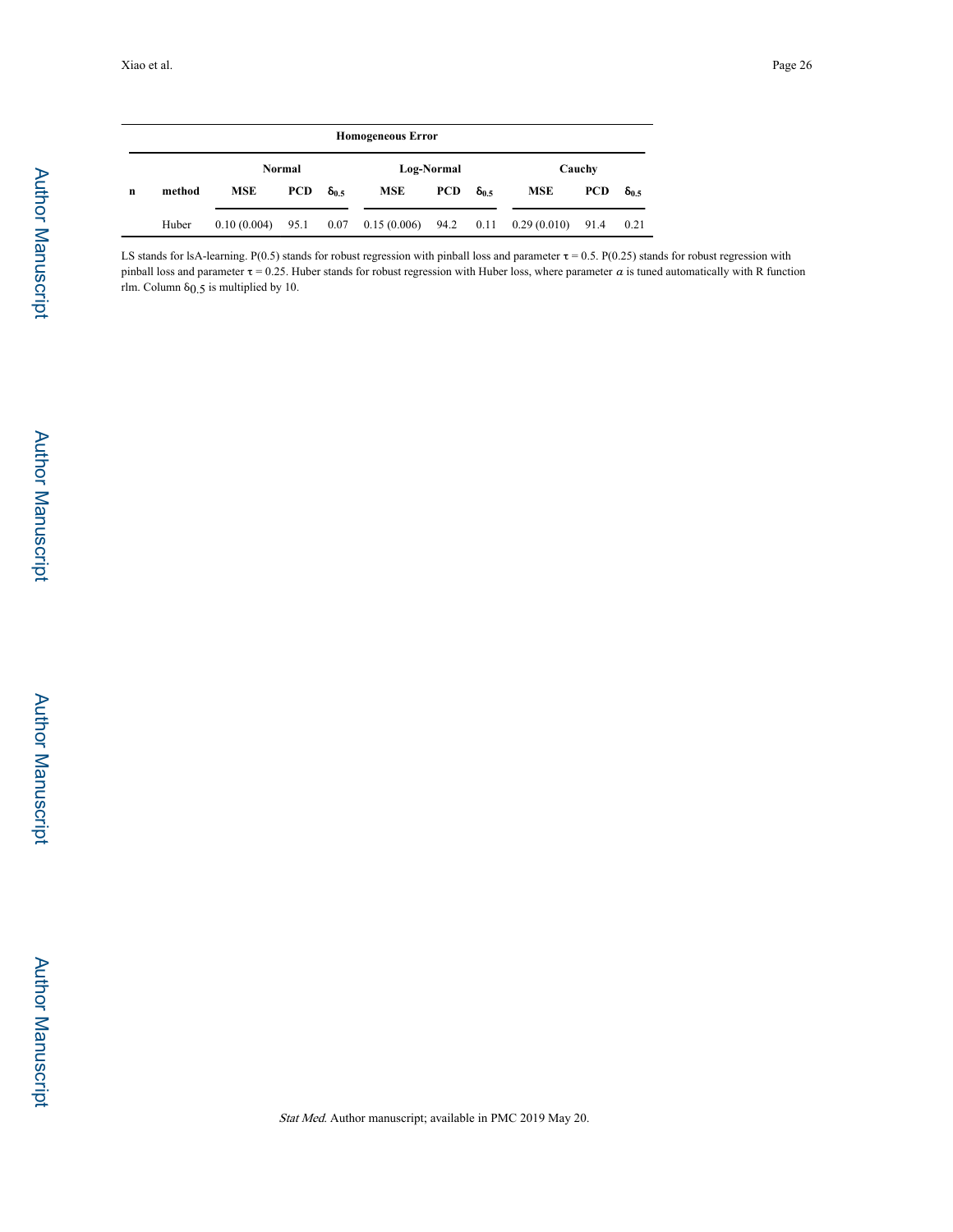| Homogeneous Error | | | | | | | | | | |
|---|---|---|---|---|---|---|---|---|---|---|
| | | Normal | | | Log-Normal | | | Cauchy | | |
| n | method | MSE | PCD | $\delta_{0.5}$ | MSE | PCD | $\delta_{0.5}$ | MSE | PCD | $\delta_{0.5}$ |
| | Huber | 0.10 (0.004) | 95.1 | 0.07 | 0.15 (0.006) | 94.2 | 0.11 | 0.29 (0.010) | 91.4 | 0.21 |

LS stands for lsA-learning. P(0.5) stands for robust regression with pinball loss and parameter $\tau = 0.5$. P(0.25) stands for robust regression with pinball loss and parameter $\tau = 0.25$. Huber stands for robust regression with Huber loss, where parameter $\alpha$ is tuned automatically with R function rlm. Column $\delta_{0.5}$ is multiplied by 10.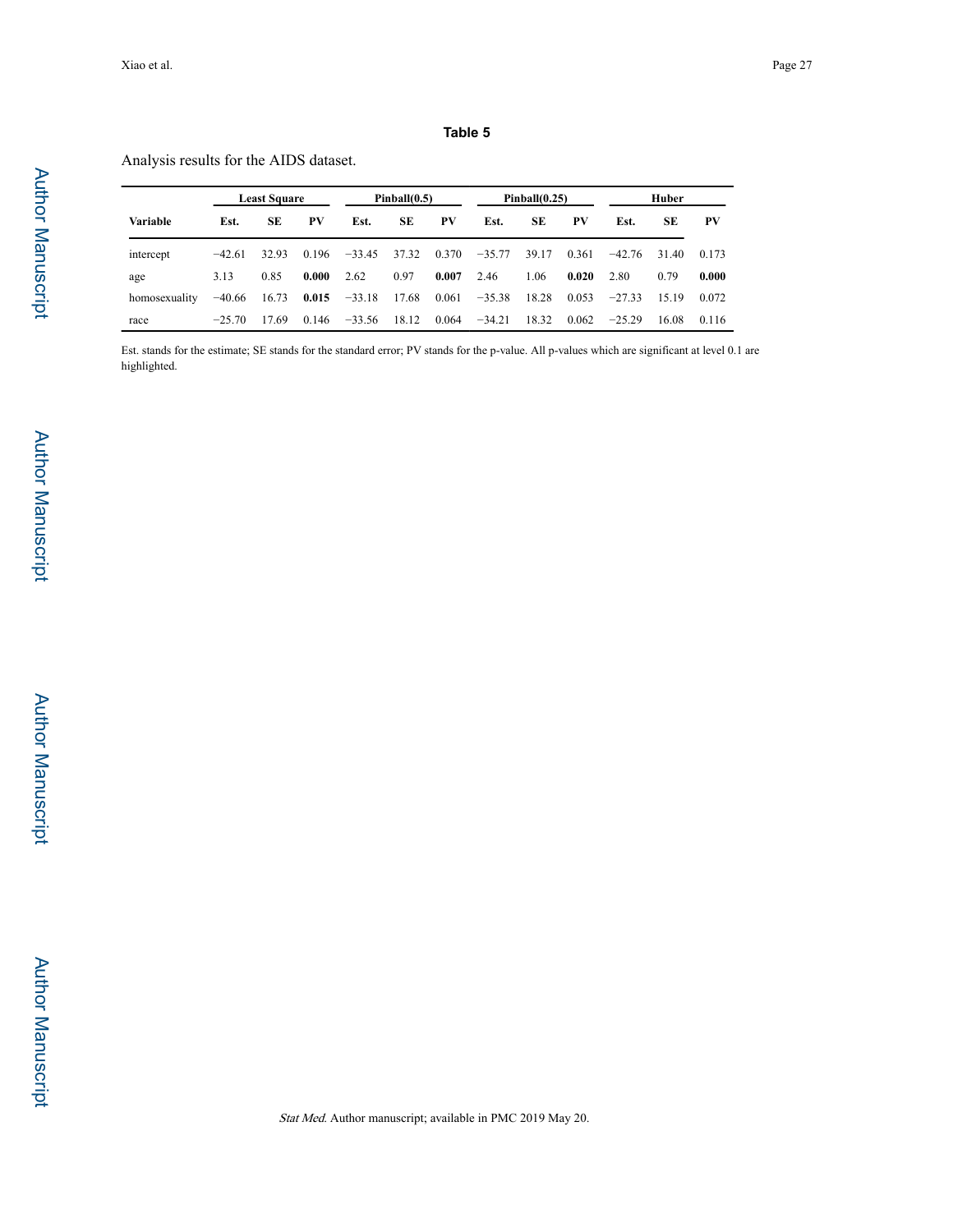**Table 5**

Analysis results for the AIDS dataset.

| Variable | Least Square | | | Pinball(0.5) | | | Pinball(0.25) | | | Huber | | |
|---|---|---|---|---|---|---|---|---|---|---|---|---|
| | Est. | SE | PV | Est. | SE | PV | Est. | SE | PV | Est. | SE | PV |
| intercept | −42.61 | 32.93 | 0.196 | −33.45 | 37.32 | 0.370 | −35.77 | 39.17 | 0.361 | −42.76 | 31.40 | 0.173 |
| age | 3.13 | 0.85 | **0.000** | 2.62 | 0.97 | **0.007** | 2.46 | 1.06 | **0.020** | 2.80 | 0.79 | **0.000** |
| homosexuality | −40.66 | 16.73 | **0.015** | −33.18 | 17.68 | 0.061 | −35.38 | 18.28 | 0.053 | −27.33 | 15.19 | 0.072 |
| race | −25.70 | 17.69 | 0.146 | −33.56 | 18.12 | 0.064 | −34.21 | 18.32 | 0.062 | −25.29 | 16.08 | 0.116 |

Est. stands for the estimate; SE stands for the standard error; PV stands for the p-value. All p-values which are significant at level 0.1 are highlighted.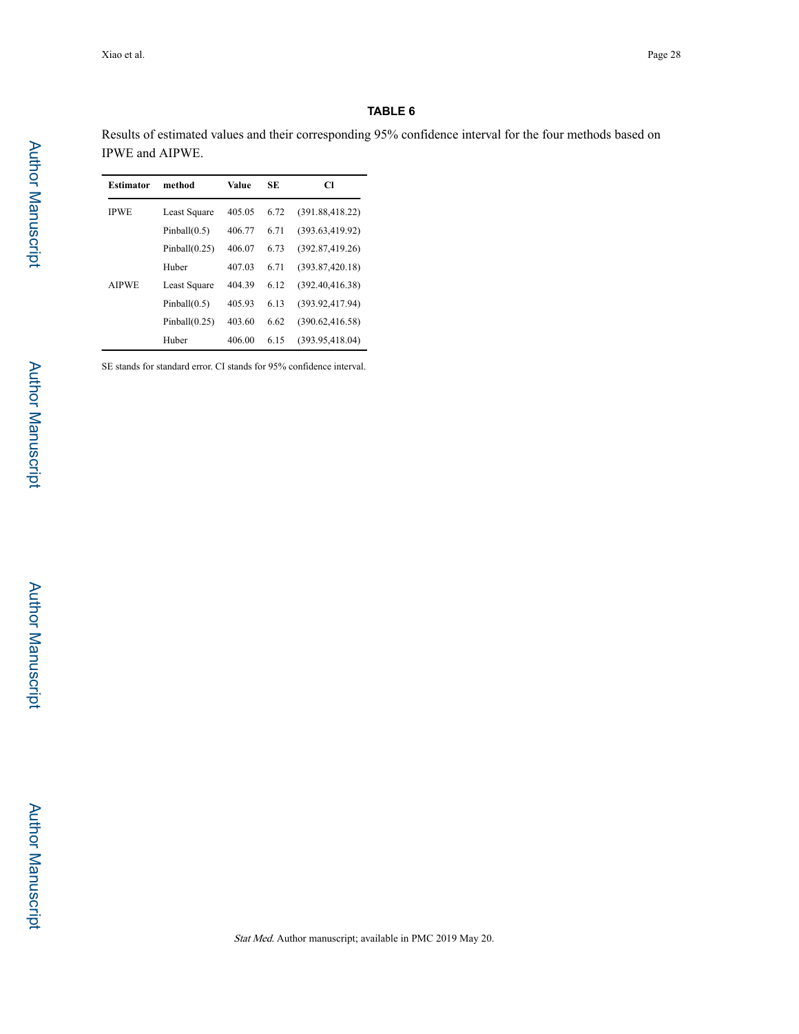## TABLE 6

Results of estimated values and their corresponding 95% confidence interval for the four methods based on IPWE and AIPWE.

| Estimator | method | Value | SE | CI |
|---|---|---|---|---|
| IPWE | Least Square | 405.05 | 6.72 | (391.88,418.22) |
| | Pinball(0.5) | 406.77 | 6.71 | (393.63,419.92) |
| | Pinball(0.25) | 406.07 | 6.73 | (392.87,419.26) |
| | Huber | 407.03 | 6.71 | (393.87,420.18) |
| AIPWE | Least Square | 404.39 | 6.12 | (392.40,416.38) |
| | Pinball(0.5) | 405.93 | 6.13 | (393.92,417.94) |
| | Pinball(0.25) | 403.60 | 6.62 | (390.62,416.58) |
| | Huber | 406.00 | 6.15 | (393.95,418.04) |

SE stands for standard error. CI stands for 95% confidence interval.